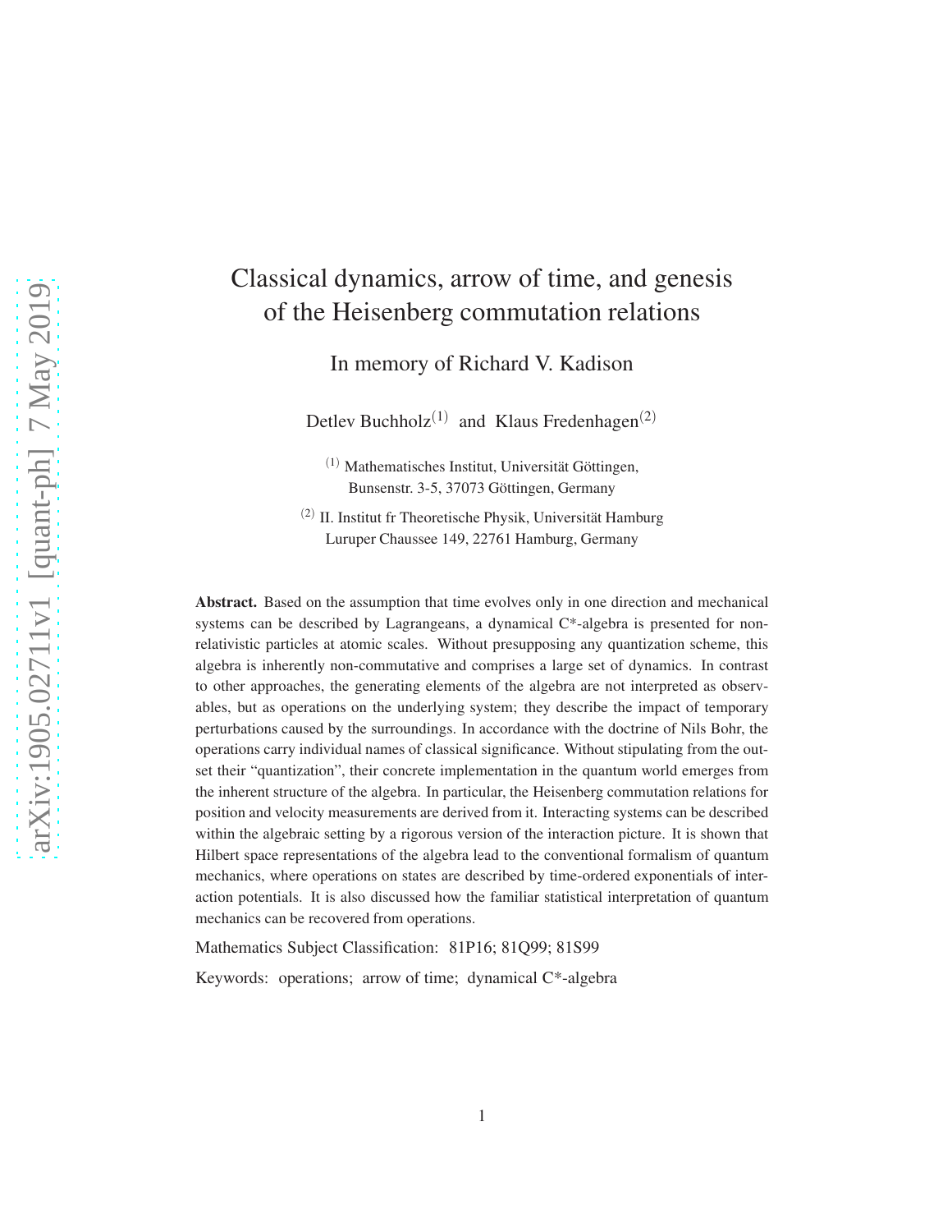# Classical dynamics, arrow of time, and genesis of the Heisenberg commutation relations

In memory of Richard V. Kadison

Detlev Buchholz[(1)] and Klaus Fredenhagen[(2)]

[(1)] Mathematisches Institut, Universität Göttingen, Bunsenstr. 3-5, 37073 Göttingen, Germany

[(2)] II. Institut fr Theoretische Physik, Universität Hamburg Luruper Chaussee 149, 22761 Hamburg, Germany

**Abstract.** Based on the assumption that time evolves only in one direction and mechanical systems can be described by Lagrangeans, a dynamical C*-algebra is presented for non-relativistic particles at atomic scales. Without presupposing any quantization scheme, this algebra is inherently non-commutative and comprises a large set of dynamics. In contrast to other approaches, the generating elements of the algebra are not interpreted as observables, but as operations on the underlying system; they describe the impact of temporary perturbations caused by the surroundings. In accordance with the doctrine of Nils Bohr, the operations carry individual names of classical significance. Without stipulating from the outset their "quantization", their concrete implementation in the quantum world emerges from the inherent structure of the algebra. In particular, the Heisenberg commutation relations for position and velocity measurements are derived from it. Interacting systems can be described within the algebraic setting by a rigorous version of the interaction picture. It is shown that Hilbert space representations of the algebra lead to the conventional formalism of quantum mechanics, where operations on states are described by time-ordered exponentials of interaction potentials. It is also discussed how the familiar statistical interpretation of quantum mechanics can be recovered from operations.

Mathematics Subject Classification: 81P16; 81Q99; 81S99

Keywords: operations; arrow of time; dynamical C*-algebra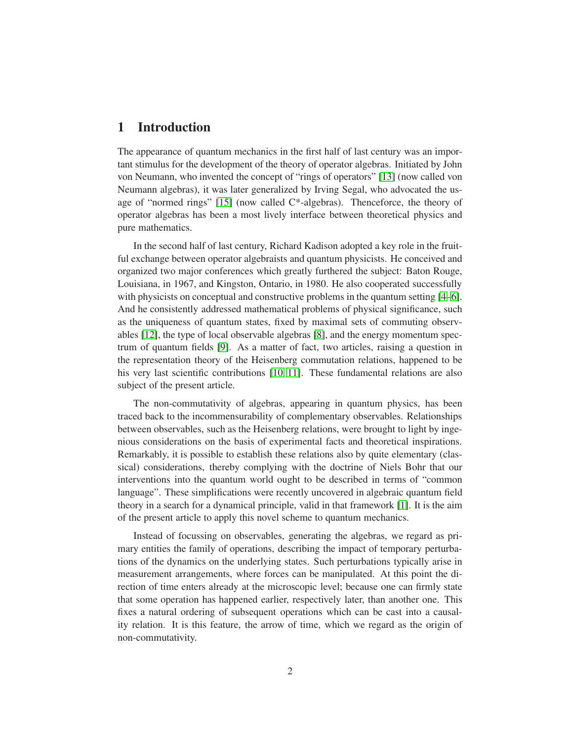# 1 Introduction

The appearance of quantum mechanics in the first half of last century was an important stimulus for the development of the theory of operator algebras. Initiated by John von Neumann, who invented the concept of "rings of operators" [13] (now called von Neumann algebras), it was later generalized by Irving Segal, who advocated the usage of "normed rings" [15] (now called C*-algebras). Thenceforce, the theory of operator algebras has been a most lively interface between theoretical physics and pure mathematics.

In the second half of last century, Richard Kadison adopted a key role in the fruitful exchange between operator algebraists and quantum physicists. He conceived and organized two major conferences which greatly furthered the subject: Baton Rouge, Louisiana, in 1967, and Kingston, Ontario, in 1980. He also cooperated successfully with physicists on conceptual and constructive problems in the quantum setting [4–6]. And he consistently addressed mathematical problems of physical significance, such as the uniqueness of quantum states, fixed by maximal sets of commuting observables [12], the type of local observable algebras [8], and the energy momentum spectrum of quantum fields [9]. As a matter of fact, two articles, raising a question in the representation theory of the Heisenberg commutation relations, happened to be his very last scientific contributions [10, 11]. These fundamental relations are also subject of the present article.

The non-commutativity of algebras, appearing in quantum physics, has been traced back to the incommensurability of complementary observables. Relationships between observables, such as the Heisenberg relations, were brought to light by ingenious considerations on the basis of experimental facts and theoretical inspirations. Remarkably, it is possible to establish these relations also by quite elementary (classical) considerations, thereby complying with the doctrine of Niels Bohr that our interventions into the quantum world ought to be described in terms of "common language". These simplifications were recently uncovered in algebraic quantum field theory in a search for a dynamical principle, valid in that framework [1]. It is the aim of the present article to apply this novel scheme to quantum mechanics.

Instead of focussing on observables, generating the algebras, we regard as primary entities the family of operations, describing the impact of temporary perturbations of the dynamics on the underlying states. Such perturbations typically arise in measurement arrangements, where forces can be manipulated. At this point the direction of time enters already at the microscopic level; because one can firmly state that some operation has happened earlier, respectively later, than another one. This fixes a natural ordering of subsequent operations which can be cast into a causality relation. It is this feature, the arrow of time, which we regard as the origin of non-commutativity.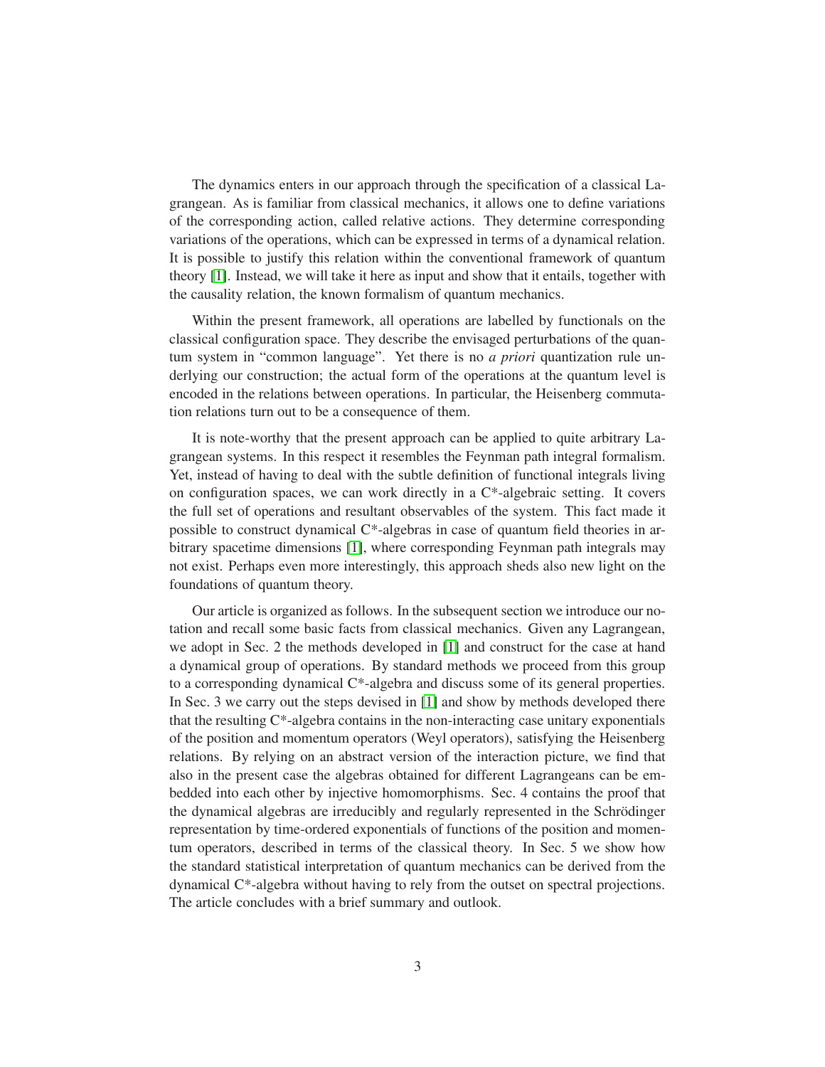The dynamics enters in our approach through the specification of a classical Lagrangean. As is familiar from classical mechanics, it allows one to define variations of the corresponding action, called relative actions. They determine corresponding variations of the operations, which can be expressed in terms of a dynamical relation. It is possible to justify this relation within the conventional framework of quantum theory [1]. Instead, we will take it here as input and show that it entails, together with the causality relation, the known formalism of quantum mechanics.

Within the present framework, all operations are labelled by functionals on the classical configuration space. They describe the envisaged perturbations of the quantum system in "common language". Yet there is no *a priori* quantization rule underlying our construction; the actual form of the operations at the quantum level is encoded in the relations between operations. In particular, the Heisenberg commutation relations turn out to be a consequence of them.

It is note-worthy that the present approach can be applied to quite arbitrary Lagrangean systems. In this respect it resembles the Feynman path integral formalism. Yet, instead of having to deal with the subtle definition of functional integrals living on configuration spaces, we can work directly in a C*-algebraic setting. It covers the full set of operations and resultant observables of the system. This fact made it possible to construct dynamical C*-algebras in case of quantum field theories in arbitrary spacetime dimensions [1], where corresponding Feynman path integrals may not exist. Perhaps even more interestingly, this approach sheds also new light on the foundations of quantum theory.

Our article is organized as follows. In the subsequent section we introduce our notation and recall some basic facts from classical mechanics. Given any Lagrangean, we adopt in Sec. 2 the methods developed in [1] and construct for the case at hand a dynamical group of operations. By standard methods we proceed from this group to a corresponding dynamical C*-algebra and discuss some of its general properties. In Sec. 3 we carry out the steps devised in [1] and show by methods developed there that the resulting C*-algebra contains in the non-interacting case unitary exponentials of the position and momentum operators (Weyl operators), satisfying the Heisenberg relations. By relying on an abstract version of the interaction picture, we find that also in the present case the algebras obtained for different Lagrangeans can be embedded into each other by injective homomorphisms. Sec. 4 contains the proof that the dynamical algebras are irreducibly and regularly represented in the Schrödinger representation by time-ordered exponentials of functions of the position and momentum operators, described in terms of the classical theory. In Sec. 5 we show how the standard statistical interpretation of quantum mechanics can be derived from the dynamical C*-algebra without having to rely from the outset on spectral projections. The article concludes with a brief summary and outlook.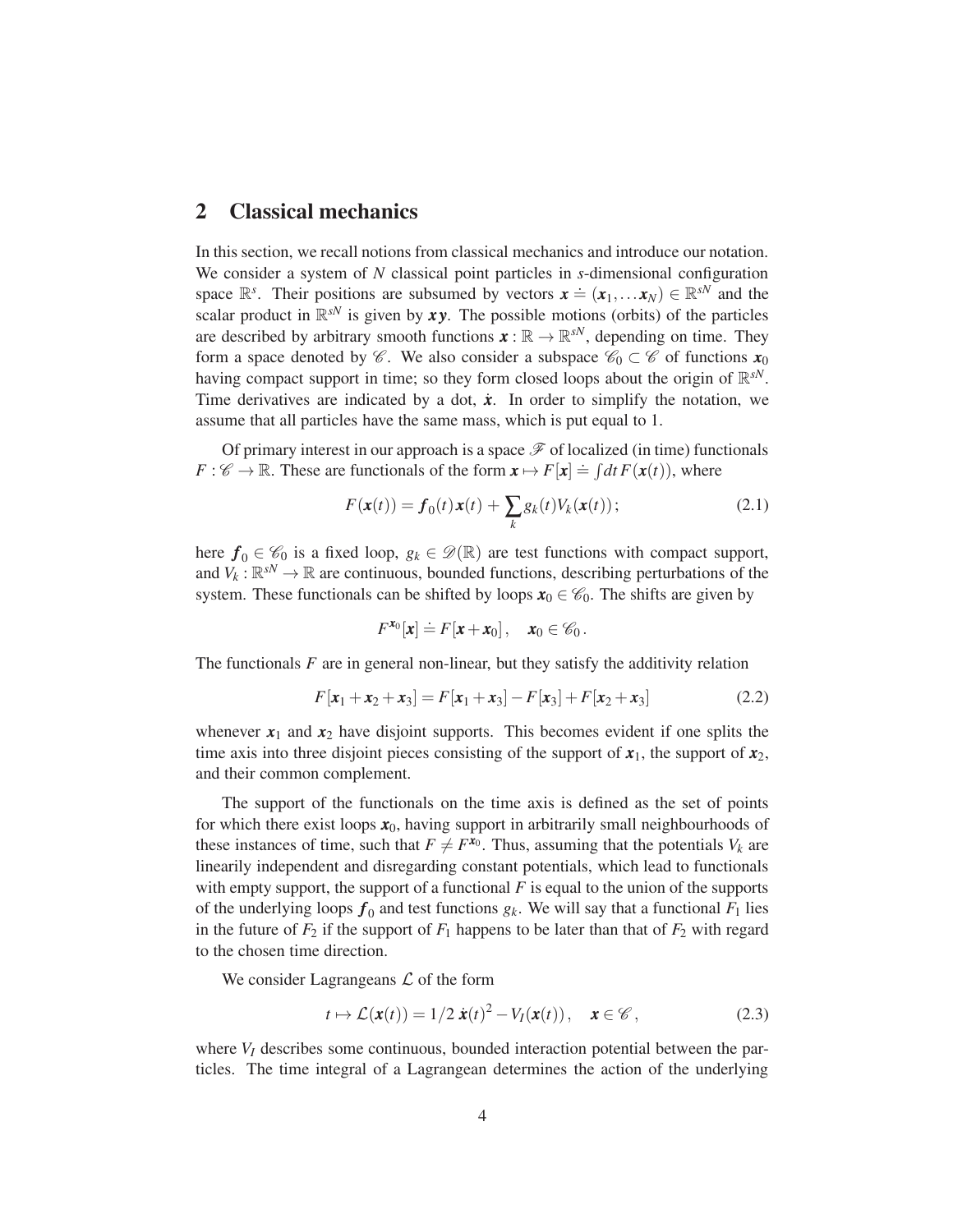## 2 Classical mechanics

In this section, we recall notions from classical mechanics and introduce our notation. We consider a system of $N$ classical point particles in $s$-dimensional configuration space $\mathbb{R}^s$. Their positions are subsumed by vectors $\boldsymbol{x} \doteq (\boldsymbol{x}_1, \ldots \boldsymbol{x}_N) \in \mathbb{R}^{sN}$ and the scalar product in $\mathbb{R}^{sN}$ is given by $\boldsymbol{x}\boldsymbol{y}$. The possible motions (orbits) of the particles are described by arbitrary smooth functions $\boldsymbol{x} : \mathbb{R} \to \mathbb{R}^{sN}$, depending on time. They form a space denoted by $\mathscr{C}$. We also consider a subspace $\mathscr{C}_0 \subset \mathscr{C}$ of functions $\boldsymbol{x}_0$ having compact support in time; so they form closed loops about the origin of $\mathbb{R}^{sN}$. Time derivatives are indicated by a dot, $\dot{\boldsymbol{x}}$. In order to simplify the notation, we assume that all particles have the same mass, which is put equal to 1.

Of primary interest in our approach is a space $\mathscr{F}$ of localized (in time) functionals $F : \mathscr{C} \to \mathbb{R}$. These are functionals of the form $\boldsymbol{x} \mapsto F[\boldsymbol{x}] \doteq \int dt\, F(\boldsymbol{x}(t))$, where

$$F(\boldsymbol{x}(t)) = \boldsymbol{f}_0(t)\,\boldsymbol{x}(t) + \sum_k g_k(t) V_k(\boldsymbol{x}(t))\,; \tag{2.1}$$

here $\boldsymbol{f}_0 \in \mathscr{C}_0$ is a fixed loop, $g_k \in \mathscr{D}(\mathbb{R})$ are test functions with compact support, and $V_k : \mathbb{R}^{sN} \to \mathbb{R}$ are continuous, bounded functions, describing perturbations of the system. These functionals can be shifted by loops $\boldsymbol{x}_0 \in \mathscr{C}_0$. The shifts are given by

$$F^{\boldsymbol{x}_0}[\boldsymbol{x}] \doteq F[\boldsymbol{x} + \boldsymbol{x}_0]\,, \quad \boldsymbol{x}_0 \in \mathscr{C}_0\,.$$

The functionals $F$ are in general non-linear, but they satisfy the additivity relation

$$F[\boldsymbol{x}_1 + \boldsymbol{x}_2 + \boldsymbol{x}_3] = F[\boldsymbol{x}_1 + \boldsymbol{x}_3] - F[\boldsymbol{x}_3] + F[\boldsymbol{x}_2 + \boldsymbol{x}_3] \tag{2.2}$$

whenever $\boldsymbol{x}_1$ and $\boldsymbol{x}_2$ have disjoint supports. This becomes evident if one splits the time axis into three disjoint pieces consisting of the support of $\boldsymbol{x}_1$, the support of $\boldsymbol{x}_2$, and their common complement.

The support of the functionals on the time axis is defined as the set of points for which there exist loops $\boldsymbol{x}_0$, having support in arbitrarily small neighbourhoods of these instances of time, such that $F \neq F^{\boldsymbol{x}_0}$. Thus, assuming that the potentials $V_k$ are linearly independent and disregarding constant potentials, which lead to functionals with empty support, the support of a functional $F$ is equal to the union of the supports of the underlying loops $\boldsymbol{f}_0$ and test functions $g_k$. We will say that a functional $F_1$ lies in the future of $F_2$ if the support of $F_1$ happens to be later than that of $F_2$ with regard to the chosen time direction.

We consider Lagrangeans $\mathcal{L}$ of the form

$$t \mapsto \mathcal{L}(\boldsymbol{x}(t)) = 1/2\, \dot{\boldsymbol{x}}(t)^2 - V_I(\boldsymbol{x}(t))\,, \quad \boldsymbol{x} \in \mathscr{C}\,, \tag{2.3}$$

where $V_I$ describes some continuous, bounded interaction potential between the particles. The time integral of a Lagrangean determines the action of the underlying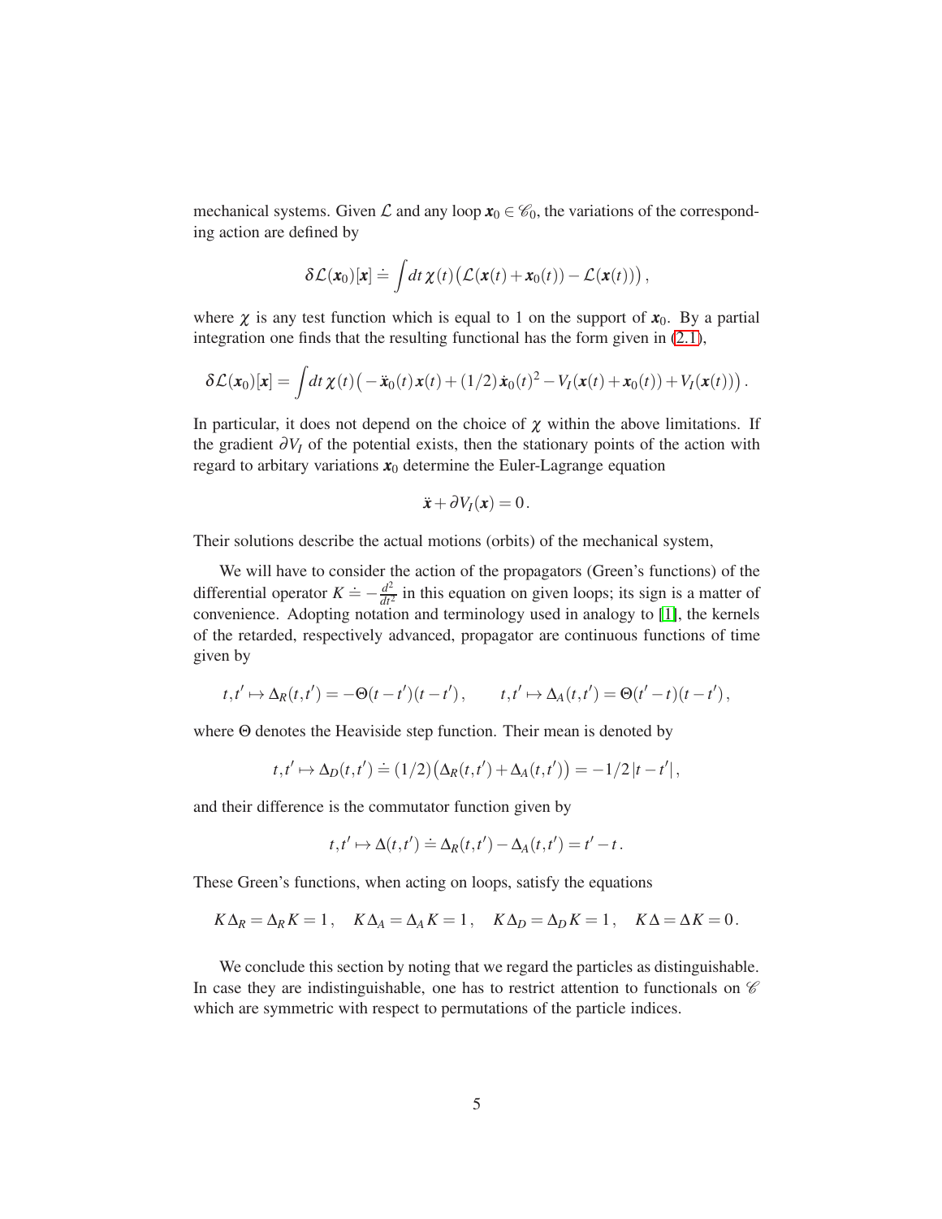mechanical systems. Given $\mathcal{L}$ and any loop $\boldsymbol{x}_0 \in \mathscr{C}_0$, the variations of the corresponding action are defined by

$$\delta\mathcal{L}(\boldsymbol{x}_0)[\boldsymbol{x}] \doteq \int dt\, \chi(t)\big(\mathcal{L}(\boldsymbol{x}(t)+\boldsymbol{x}_0(t)) - \mathcal{L}(\boldsymbol{x}(t))\big)\,,$$

where $\chi$ is any test function which is equal to 1 on the support of $\boldsymbol{x}_0$. By a partial integration one finds that the resulting functional has the form given in (2.1),

$$\delta\mathcal{L}(\boldsymbol{x}_0)[\boldsymbol{x}] = \int dt\, \chi(t)\big(-\ddot{\boldsymbol{x}}_0(t)\,\boldsymbol{x}(t) + (1/2)\,\dot{\boldsymbol{x}}_0(t)^2 - V_I(\boldsymbol{x}(t)+\boldsymbol{x}_0(t)) + V_I(\boldsymbol{x}(t))\big)\,.$$

In particular, it does not depend on the choice of $\chi$ within the above limitations. If the gradient $\partial V_I$ of the potential exists, then the stationary points of the action with regard to arbitary variations $\boldsymbol{x}_0$ determine the Euler-Lagrange equation

$$\ddot{\boldsymbol{x}} + \partial V_I(\boldsymbol{x}) = 0\,.$$

Their solutions describe the actual motions (orbits) of the mechanical system,

We will have to consider the action of the propagators (Green's functions) of the differential operator $K \doteq -\frac{d^2}{dt^2}$ in this equation on given loops; its sign is a matter of convenience. Adopting notation and terminology used in analogy to [1], the kernels of the retarded, respectively advanced, propagator are continuous functions of time given by

$$t,t' \mapsto \Delta_R(t,t') = -\Theta(t-t')(t-t')\,, \qquad t,t' \mapsto \Delta_A(t,t') = \Theta(t'-t)(t-t')\,,$$

where $\Theta$ denotes the Heaviside step function. Their mean is denoted by

$$t,t' \mapsto \Delta_D(t,t') \doteq (1/2)\big(\Delta_R(t,t') + \Delta_A(t,t')\big) = -1/2\,|t-t'|\,,$$

and their difference is the commutator function given by

$$t,t' \mapsto \Delta(t,t') \doteq \Delta_R(t,t') - \Delta_A(t,t') = t'-t\,.$$

These Green's functions, when acting on loops, satisfy the equations

$$K\Delta_R = \Delta_R K = 1\,, \quad K\Delta_A = \Delta_A K = 1\,, \quad K\Delta_D = \Delta_D K = 1\,, \quad K\Delta = \Delta K = 0\,.$$

We conclude this section by noting that we regard the particles as distinguishable. In case they are indistinguishable, one has to restrict attention to functionals on $\mathscr{C}$ which are symmetric with respect to permutations of the particle indices.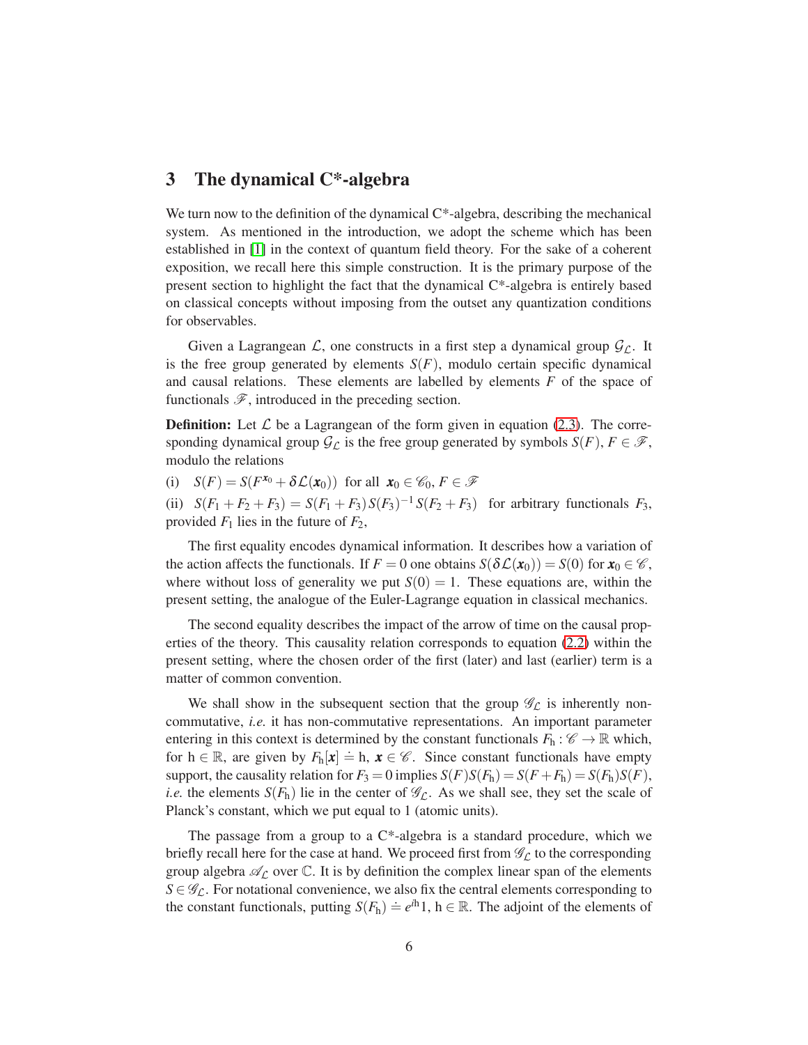## 3 The dynamical C*-algebra

We turn now to the definition of the dynamical C*-algebra, describing the mechanical system. As mentioned in the introduction, we adopt the scheme which has been established in [1] in the context of quantum field theory. For the sake of a coherent exposition, we recall here this simple construction. It is the primary purpose of the present section to highlight the fact that the dynamical C*-algebra is entirely based on classical concepts without imposing from the outset any quantization conditions for observables.

Given a Lagrangean $\mathcal{L}$, one constructs in a first step a dynamical group $\mathcal{G}_{\mathcal{L}}$. It is the free group generated by elements $S(F)$, modulo certain specific dynamical and causal relations. These elements are labelled by elements $F$ of the space of functionals $\mathscr{F}$, introduced in the preceding section.

**Definition:** Let $\mathcal{L}$ be a Lagrangean of the form given in equation (2.3). The corresponding dynamical group $\mathcal{G}_{\mathcal{L}}$ is the free group generated by symbols $S(F)$, $F \in \mathscr{F}$, modulo the relations

(i) $S(F) = S(F^{\boldsymbol{x}_0} + \delta\mathcal{L}(\boldsymbol{x}_0))$ for all $\boldsymbol{x}_0 \in \mathscr{C}_0$, $F \in \mathscr{F}$

(ii) $S(F_1 + F_2 + F_3) = S(F_1 + F_3)\, S(F_3)^{-1}\, S(F_2 + F_3)$ for arbitrary functionals $F_3$, provided $F_1$ lies in the future of $F_2$,

The first equality encodes dynamical information. It describes how a variation of the action affects the functionals. If $F = 0$ one obtains $S(\delta\mathcal{L}(\boldsymbol{x}_0)) = S(0)$ for $\boldsymbol{x}_0 \in \mathscr{C}$, where without loss of generality we put $S(0) = 1$. These equations are, within the present setting, the analogue of the Euler-Lagrange equation in classical mechanics.

The second equality describes the impact of the arrow of time on the causal properties of the theory. This causality relation corresponds to equation (2.2) within the present setting, where the chosen order of the first (later) and last (earlier) term is a matter of common convention.

We shall show in the subsequent section that the group $\mathscr{G}_{\mathcal{L}}$ is inherently non-commutative, *i.e.* it has non-commutative representations. An important parameter entering in this context is determined by the constant functionals $F_{\mathrm{h}} : \mathscr{C} \to \mathbb{R}$ which, for $\mathrm{h} \in \mathbb{R}$, are given by $F_{\mathrm{h}}[\boldsymbol{x}] \doteq \mathrm{h}$, $\boldsymbol{x} \in \mathscr{C}$. Since constant functionals have empty support, the causality relation for $F_3 = 0$ implies $S(F)S(F_{\mathrm{h}}) = S(F + F_{\mathrm{h}}) = S(F_{\mathrm{h}})S(F)$, *i.e.* the elements $S(F_{\mathrm{h}})$ lie in the center of $\mathscr{G}_{\mathcal{L}}$. As we shall see, they set the scale of Planck's constant, which we put equal to 1 (atomic units).

The passage from a group to a C*-algebra is a standard procedure, which we briefly recall here for the case at hand. We proceed first from $\mathscr{G}_{\mathcal{L}}$ to the corresponding group algebra $\mathscr{A}_{\mathcal{L}}$ over $\mathbb{C}$. It is by definition the complex linear span of the elements $S \in \mathscr{G}_{\mathcal{L}}$. For notational convenience, we also fix the central elements corresponding to the constant functionals, putting $S(F_{\mathrm{h}}) \doteq e^{i\mathrm{h}}1$, $\mathrm{h} \in \mathbb{R}$. The adjoint of the elements of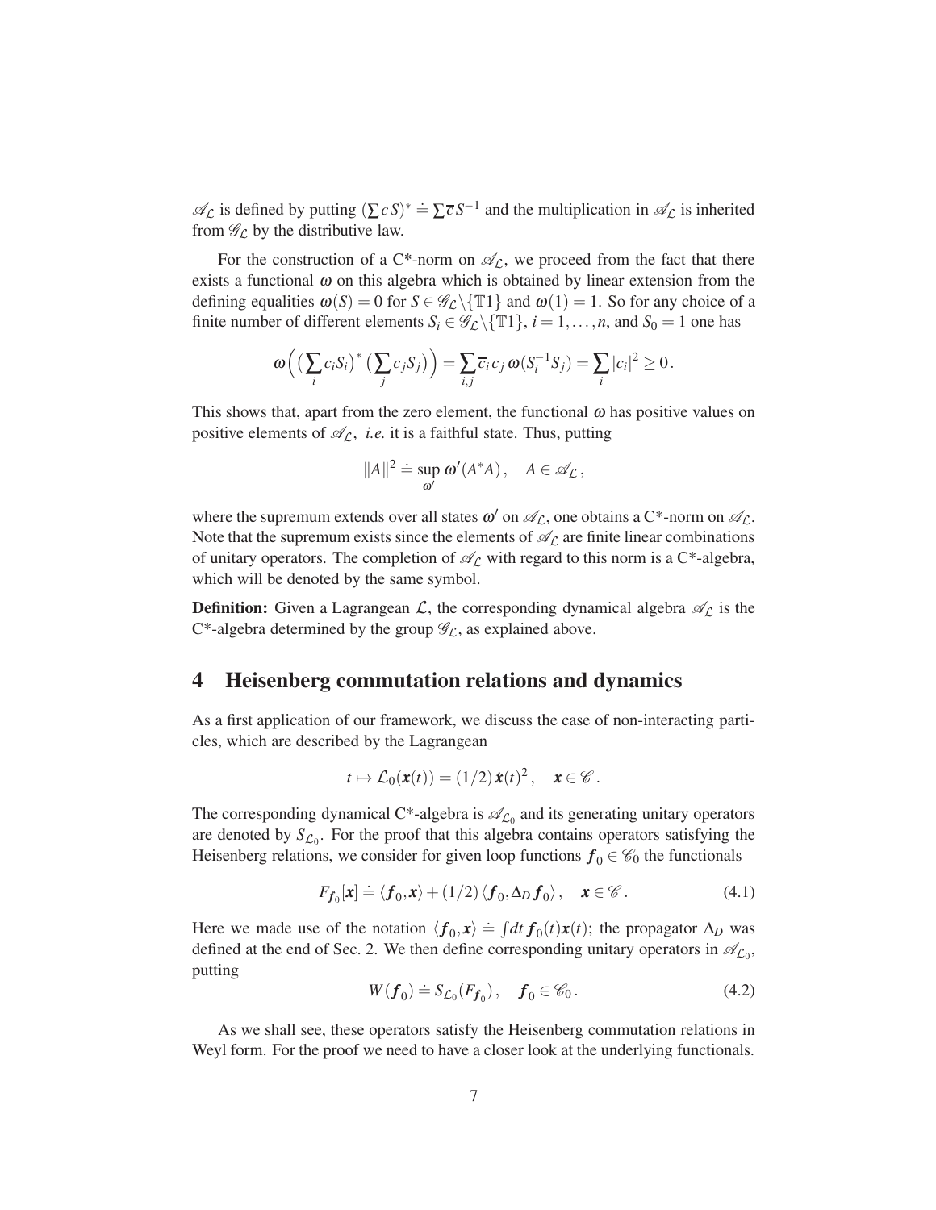$\mathscr{A}_{\mathcal{L}}$ is defined by putting $(\sum c\, S)^* \doteq \sum \overline{c}\, S^{-1}$ and the multiplication in $\mathscr{A}_{\mathcal{L}}$ is inherited from $\mathscr{G}_{\mathcal{L}}$ by the distributive law.

For the construction of a C\*-norm on $\mathscr{A}_{\mathcal{L}}$, we proceed from the fact that there exists a functional $\omega$ on this algebra which is obtained by linear extension from the defining equalities $\omega(S) = 0$ for $S \in \mathscr{G}_{\mathcal{L}} \backslash \{\mathbb{T}1\}$ and $\omega(1) = 1$. So for any choice of a finite number of different elements $S_i \in \mathscr{G}_{\mathcal{L}} \backslash \{\mathbb{T}1\}$, $i = 1, \ldots, n$, and $S_0 = 1$ one has

$$\omega\Big(\big(\sum_i c_i S_i\big)^* \big(\sum_j c_j S_j\big)\Big) = \sum_{i,j} \overline{c}_i\, c_j\, \omega(S_i^{-1} S_j) = \sum_i |c_i|^2 \geq 0\,.$$

This shows that, apart from the zero element, the functional $\omega$ has positive values on positive elements of $\mathscr{A}_{\mathcal{L}}$, *i.e.* it is a faithful state. Thus, putting

$$\|A\|^2 \doteq \sup_{\omega'} \omega'(A^* A)\,, \quad A \in \mathscr{A}_{\mathcal{L}}\,,$$

where the supremum extends over all states $\omega'$ on $\mathscr{A}_{\mathcal{L}}$, one obtains a C\*-norm on $\mathscr{A}_{\mathcal{L}}$. Note that the supremum exists since the elements of $\mathscr{A}_{\mathcal{L}}$ are finite linear combinations of unitary operators. The completion of $\mathscr{A}_{\mathcal{L}}$ with regard to this norm is a C\*-algebra, which will be denoted by the same symbol.

**Definition:** Given a Lagrangean $\mathcal{L}$, the corresponding dynamical algebra $\mathscr{A}_{\mathcal{L}}$ is the C\*-algebra determined by the group $\mathscr{G}_{\mathcal{L}}$, as explained above.

## 4 Heisenberg commutation relations and dynamics

As a first application of our framework, we discuss the case of non-interacting particles, which are described by the Lagrangean

$$t \mapsto \mathcal{L}_0(\boldsymbol{x}(t)) = (1/2)\,\dot{\boldsymbol{x}}(t)^2\,, \quad \boldsymbol{x} \in \mathscr{C}\,.$$

The corresponding dynamical C\*-algebra is $\mathscr{A}_{\mathcal{L}_0}$ and its generating unitary operators are denoted by $S_{\mathcal{L}_0}$. For the proof that this algebra contains operators satisfying the Heisenberg relations, we consider for given loop functions $\boldsymbol{f}_0 \in \mathscr{C}_0$ the functionals

$$F_{\boldsymbol{f}_0}[\boldsymbol{x}] \doteq \langle \boldsymbol{f}_0, \boldsymbol{x} \rangle + (1/2)\,\langle \boldsymbol{f}_0, \Delta_D\, \boldsymbol{f}_0 \rangle\,, \quad \boldsymbol{x} \in \mathscr{C}\,. \tag{4.1}$$

Here we made use of the notation $\langle \boldsymbol{f}_0, \boldsymbol{x} \rangle \doteq \int dt\, \boldsymbol{f}_0(t)\boldsymbol{x}(t)$; the propagator $\Delta_D$ was defined at the end of Sec. 2. We then define corresponding unitary operators in $\mathscr{A}_{\mathcal{L}_0}$, putting

$$W(\boldsymbol{f}_0) \doteq S_{\mathcal{L}_0}(F_{\boldsymbol{f}_0})\,, \quad \boldsymbol{f}_0 \in \mathscr{C}_0\,. \tag{4.2}$$

As we shall see, these operators satisfy the Heisenberg commutation relations in Weyl form. For the proof we need to have a closer look at the underlying functionals.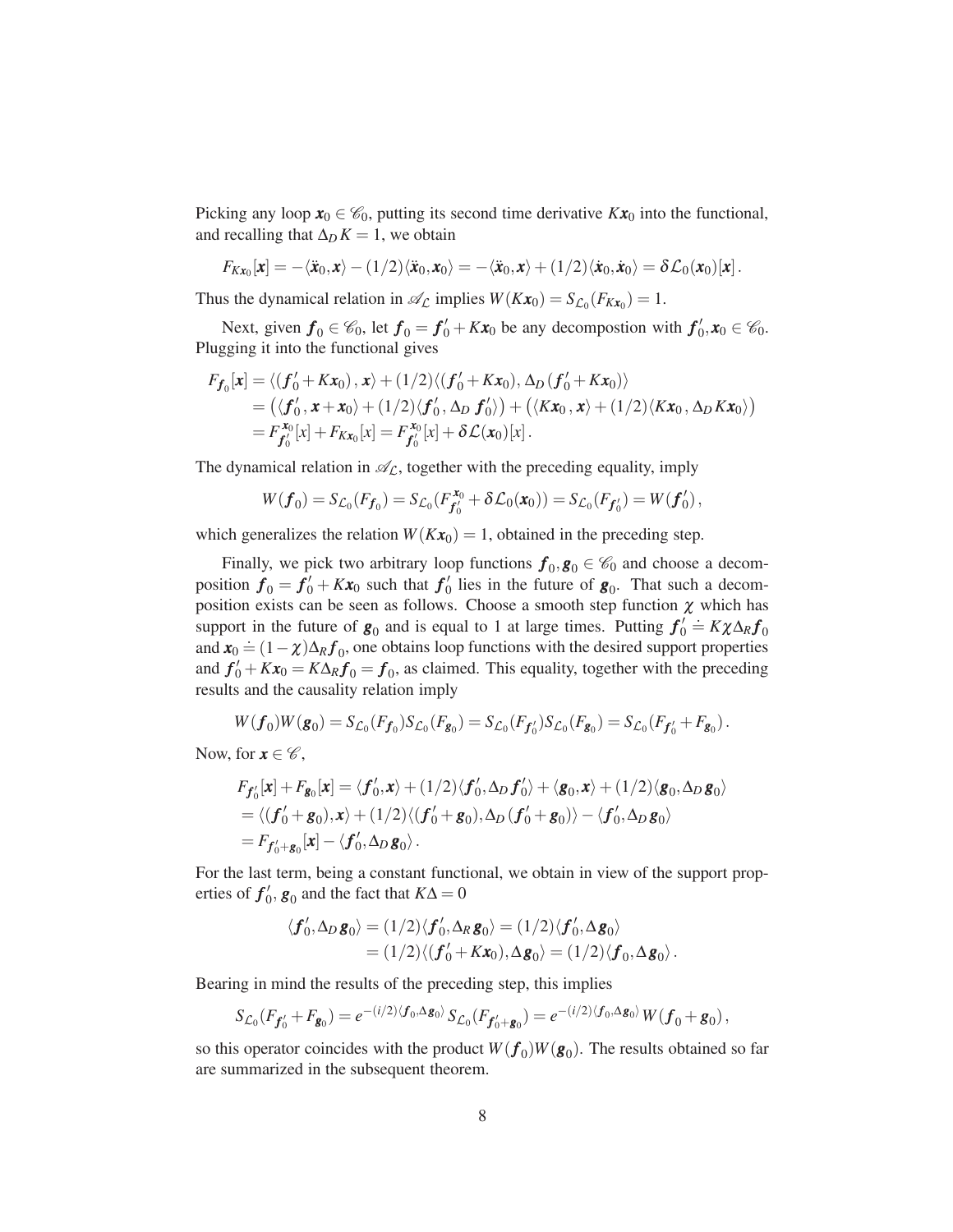Picking any loop $\boldsymbol{x}_0 \in \mathscr{C}_0$, putting its second time derivative $K\boldsymbol{x}_0$ into the functional, and recalling that $\Delta_D K = 1$, we obtain

$$F_{K\boldsymbol{x}_0}[\boldsymbol{x}] = -\langle \ddot{\boldsymbol{x}}_0, \boldsymbol{x} \rangle - (1/2)\langle \ddot{\boldsymbol{x}}_0, \boldsymbol{x}_0 \rangle = -\langle \ddot{\boldsymbol{x}}_0, \boldsymbol{x} \rangle + (1/2)\langle \dot{\boldsymbol{x}}_0, \dot{\boldsymbol{x}}_0 \rangle = \delta \mathcal{L}_0(\boldsymbol{x}_0)[\boldsymbol{x}] \,.$$

Thus the dynamical relation in $\mathscr{A}_{\mathcal{L}}$ implies $W(K\boldsymbol{x}_0) = S_{\mathcal{L}_0}(F_{K\boldsymbol{x}_0}) = 1$.

Next, given $\boldsymbol{f}_0 \in \mathscr{C}_0$, let $\boldsymbol{f}_0 = \boldsymbol{f}_0' + K\boldsymbol{x}_0$ be any decompostion with $\boldsymbol{f}_0', \boldsymbol{x}_0 \in \mathscr{C}_0$. Plugging it into the functional gives

$$\begin{aligned}
F_{\boldsymbol{f}_0}[\boldsymbol{x}] &= \langle (\boldsymbol{f}_0' + K\boldsymbol{x}_0)\,, \boldsymbol{x} \rangle + (1/2)\langle (\boldsymbol{f}_0' + K\boldsymbol{x}_0), \Delta_D (\boldsymbol{f}_0' + K\boldsymbol{x}_0) \rangle \\
&= \big( \langle \boldsymbol{f}_0'\,, \boldsymbol{x} + \boldsymbol{x}_0 \rangle + (1/2)\langle \boldsymbol{f}_0'\,, \Delta_D\, \boldsymbol{f}_0' \rangle \big) + \big( \langle K\boldsymbol{x}_0\,, \boldsymbol{x} \rangle + (1/2)\langle K\boldsymbol{x}_0\,, \Delta_D K\boldsymbol{x}_0 \rangle \big) \\
&= F^{\boldsymbol{x}_0}_{\boldsymbol{f}_0'}[x] + F_{K\boldsymbol{x}_0}[x] = F^{\boldsymbol{x}_0}_{\boldsymbol{f}_0'}[x] + \delta \mathcal{L}(\boldsymbol{x}_0)[x] \,.
\end{aligned}$$

The dynamical relation in $\mathscr{A}_{\mathcal{L}}$, together with the preceding equality, imply

$$W(\boldsymbol{f}_0) = S_{\mathcal{L}_0}(F_{\boldsymbol{f}_0}) = S_{\mathcal{L}_0}(F^{\boldsymbol{x}_0}_{\boldsymbol{f}_0'} + \delta \mathcal{L}_0(\boldsymbol{x}_0)) = S_{\mathcal{L}_0}(F_{\boldsymbol{f}_0'}) = W(\boldsymbol{f}_0') \,,$$

which generalizes the relation $W(K\boldsymbol{x}_0) = 1$, obtained in the preceding step.

Finally, we pick two arbitrary loop functions $\boldsymbol{f}_0, \boldsymbol{g}_0 \in \mathscr{C}_0$ and choose a decomposition $\boldsymbol{f}_0 = \boldsymbol{f}_0' + K\boldsymbol{x}_0$ such that $\boldsymbol{f}_0'$ lies in the future of $\boldsymbol{g}_0$. That such a decomposition exists can be seen as follows. Choose a smooth step function $\chi$ which has support in the future of $\boldsymbol{g}_0$ and is equal to 1 at large times. Putting $\boldsymbol{f}_0' \doteq K\chi \Delta_R \boldsymbol{f}_0$ and $\boldsymbol{x}_0 \doteq (1-\chi)\Delta_R \boldsymbol{f}_0$, one obtains loop functions with the desired support properties and $\boldsymbol{f}_0' + K\boldsymbol{x}_0 = K\Delta_R \boldsymbol{f}_0 = \boldsymbol{f}_0$, as claimed. This equality, together with the preceding results and the causality relation imply

$$W(\boldsymbol{f}_0) W(\boldsymbol{g}_0) = S_{\mathcal{L}_0}(F_{\boldsymbol{f}_0}) S_{\mathcal{L}_0}(F_{\boldsymbol{g}_0}) = S_{\mathcal{L}_0}(F_{\boldsymbol{f}_0'}) S_{\mathcal{L}_0}(F_{\boldsymbol{g}_0}) = S_{\mathcal{L}_0}(F_{\boldsymbol{f}_0'} + F_{\boldsymbol{g}_0}) \,.$$

Now, for $\boldsymbol{x} \in \mathscr{C}$,

$$\begin{aligned}
& F_{\boldsymbol{f}_0'}[\boldsymbol{x}] + F_{\boldsymbol{g}_0}[\boldsymbol{x}] = \langle \boldsymbol{f}_0', \boldsymbol{x} \rangle + (1/2)\langle \boldsymbol{f}_0', \Delta_D\, \boldsymbol{f}_0' \rangle + \langle \boldsymbol{g}_0, \boldsymbol{x} \rangle + (1/2)\langle \boldsymbol{g}_0, \Delta_D\, \boldsymbol{g}_0 \rangle \\
&= \langle (\boldsymbol{f}_0' + \boldsymbol{g}_0), \boldsymbol{x} \rangle + (1/2)\langle (\boldsymbol{f}_0' + \boldsymbol{g}_0), \Delta_D\, (\boldsymbol{f}_0' + \boldsymbol{g}_0) \rangle - \langle \boldsymbol{f}_0', \Delta_D\, \boldsymbol{g}_0 \rangle \\
&= F_{\boldsymbol{f}_0' + \boldsymbol{g}_0}[\boldsymbol{x}] - \langle \boldsymbol{f}_0', \Delta_D\, \boldsymbol{g}_0 \rangle \,.
\end{aligned}$$

For the last term, being a constant functional, we obtain in view of the support properties of $\boldsymbol{f}_0'$, $\boldsymbol{g}_0$ and the fact that $K\Delta = 0$

$$\begin{aligned}
\langle \boldsymbol{f}_0', \Delta_D\, \boldsymbol{g}_0 \rangle &= (1/2)\langle \boldsymbol{f}_0', \Delta_R\, \boldsymbol{g}_0 \rangle = (1/2)\langle \boldsymbol{f}_0', \Delta\, \boldsymbol{g}_0 \rangle \\
&= (1/2)\langle (\boldsymbol{f}_0' + K\boldsymbol{x}_0), \Delta\, \boldsymbol{g}_0 \rangle = (1/2)\langle \boldsymbol{f}_0, \Delta\, \boldsymbol{g}_0 \rangle \,.
\end{aligned}$$

Bearing in mind the results of the preceding step, this implies

$$S_{\mathcal{L}_0}(F_{\boldsymbol{f}_0'} + F_{\boldsymbol{g}_0}) = e^{-(i/2)\langle \boldsymbol{f}_0, \Delta \boldsymbol{g}_0 \rangle}\, S_{\mathcal{L}_0}(F_{\boldsymbol{f}_0' + \boldsymbol{g}_0}) = e^{-(i/2)\langle \boldsymbol{f}_0, \Delta \boldsymbol{g}_0 \rangle}\, W(\boldsymbol{f}_0 + \boldsymbol{g}_0) \,,$$

so this operator coincides with the product $W(\boldsymbol{f}_0) W(\boldsymbol{g}_0)$. The results obtained so far are summarized in the subsequent theorem.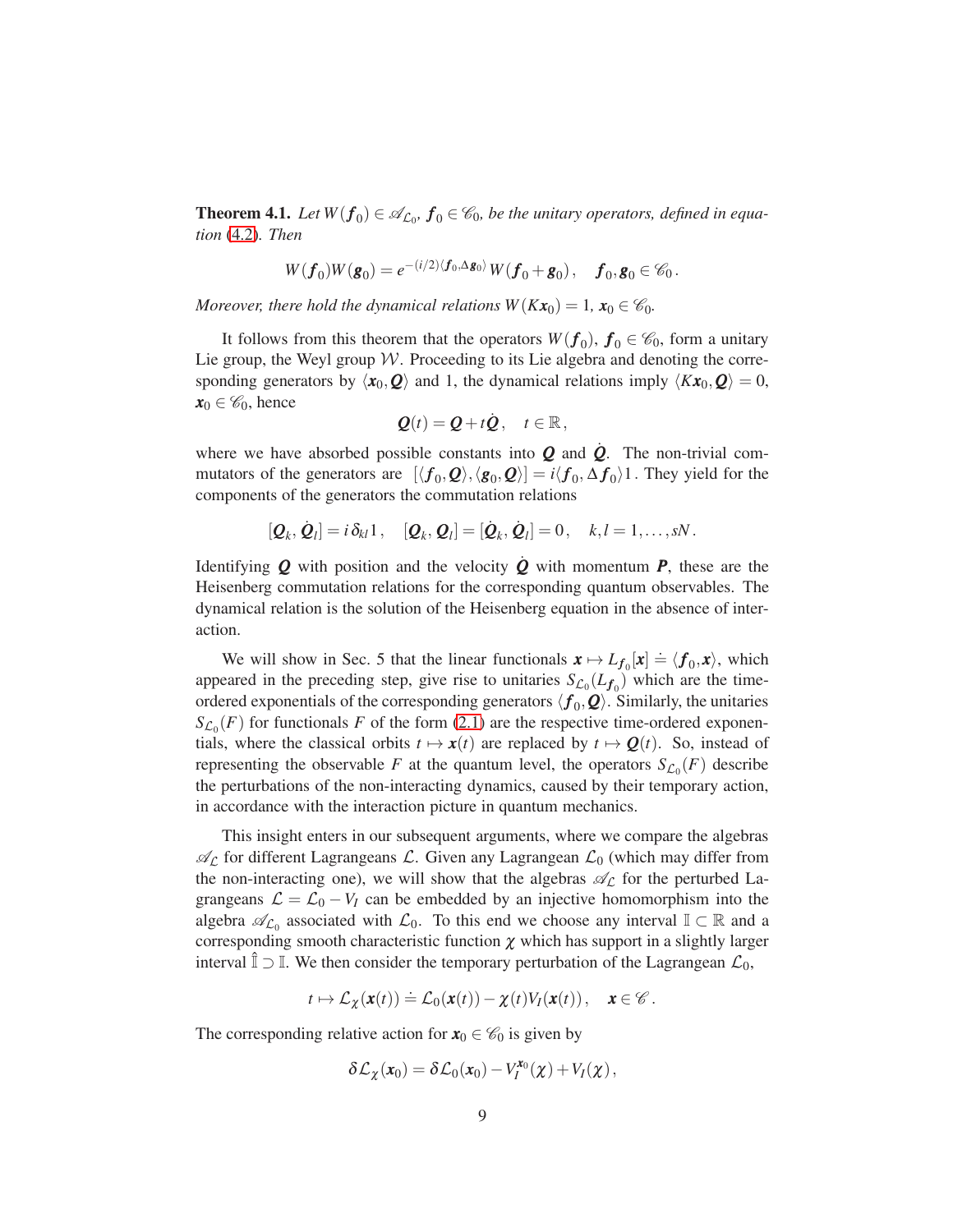**Theorem 4.1.** *Let $W(\boldsymbol{f}_0) \in \mathscr{A}_{\mathcal{L}_0}$, $\boldsymbol{f}_0 \in \mathscr{C}_0$, be the unitary operators, defined in equation (4.2). Then*

$$W(\boldsymbol{f}_0)W(\boldsymbol{g}_0) = e^{-(i/2)\langle \boldsymbol{f}_0, \Delta \boldsymbol{g}_0 \rangle} W(\boldsymbol{f}_0 + \boldsymbol{g}_0), \quad \boldsymbol{f}_0, \boldsymbol{g}_0 \in \mathscr{C}_0.$$

*Moreover, there hold the dynamical relations $W(K\boldsymbol{x}_0) = 1$, $\boldsymbol{x}_0 \in \mathscr{C}_0$.*

It follows from this theorem that the operators $W(\boldsymbol{f}_0)$, $\boldsymbol{f}_0 \in \mathscr{C}_0$, form a unitary Lie group, the Weyl group $\mathcal{W}$. Proceeding to its Lie algebra and denoting the corresponding generators by $\langle \boldsymbol{x}_0, \boldsymbol{Q} \rangle$ and 1, the dynamical relations imply $\langle K\boldsymbol{x}_0, \boldsymbol{Q} \rangle = 0$, $\boldsymbol{x}_0 \in \mathscr{C}_0$, hence

$$\boldsymbol{Q}(t) = \boldsymbol{Q} + t\dot{\boldsymbol{Q}}, \quad t \in \mathbb{R},$$

where we have absorbed possible constants into $\boldsymbol{Q}$ and $\dot{\boldsymbol{Q}}$. The non-trivial commutators of the generators are $[\langle \boldsymbol{f}_0, \boldsymbol{Q} \rangle, \langle \boldsymbol{g}_0, \boldsymbol{Q} \rangle] = i\langle \boldsymbol{f}_0, \Delta \boldsymbol{f}_0 \rangle 1$. They yield for the components of the generators the commutation relations

$$[\boldsymbol{Q}_k, \dot{\boldsymbol{Q}}_l] = i\,\delta_{kl} 1, \quad [\boldsymbol{Q}_k, \boldsymbol{Q}_l] = [\dot{\boldsymbol{Q}}_k, \dot{\boldsymbol{Q}}_l] = 0, \quad k, l = 1, \dots, sN.$$

Identifying $\boldsymbol{Q}$ with position and the velocity $\dot{\boldsymbol{Q}}$ with momentum $\boldsymbol{P}$, these are the Heisenberg commutation relations for the corresponding quantum observables. The dynamical relation is the solution of the Heisenberg equation in the absence of interaction.

We will show in Sec. 5 that the linear functionals $\boldsymbol{x} \mapsto L_{\boldsymbol{f}_0}[\boldsymbol{x}] \doteq \langle \boldsymbol{f}_0, \boldsymbol{x} \rangle$, which appeared in the preceding step, give rise to unitaries $S_{\mathcal{L}_0}(L_{\boldsymbol{f}_0})$ which are the time-ordered exponentials of the corresponding generators $\langle \boldsymbol{f}_0, \boldsymbol{Q} \rangle$. Similarly, the unitaries $S_{\mathcal{L}_0}(F)$ for functionals $F$ of the form (2.1) are the respective time-ordered exponentials, where the classical orbits $t \mapsto \boldsymbol{x}(t)$ are replaced by $t \mapsto \boldsymbol{Q}(t)$. So, instead of representing the observable $F$ at the quantum level, the operators $S_{\mathcal{L}_0}(F)$ describe the perturbations of the non-interacting dynamics, caused by their temporary action, in accordance with the interaction picture in quantum mechanics.

This insight enters in our subsequent arguments, where we compare the algebras $\mathscr{A}_{\mathcal{L}}$ for different Lagrangeans $\mathcal{L}$. Given any Lagrangean $\mathcal{L}_0$ (which may differ from the non-interacting one), we will show that the algebras $\mathscr{A}_{\mathcal{L}}$ for the perturbed Lagrangeans $\mathcal{L} = \mathcal{L}_0 - V_I$ can be embedded by an injective homomorphism into the algebra $\mathscr{A}_{\mathcal{L}_0}$ associated with $\mathcal{L}_0$. To this end we choose any interval $\mathbb{I} \subset \mathbb{R}$ and a corresponding smooth characteristic function $\chi$ which has support in a slightly larger interval $\hat{\mathbb{I}} \supset \mathbb{I}$. We then consider the temporary perturbation of the Lagrangean $\mathcal{L}_0$,

$$t \mapsto \mathcal{L}_\chi(\boldsymbol{x}(t)) \doteq \mathcal{L}_0(\boldsymbol{x}(t)) - \chi(t) V_I(\boldsymbol{x}(t)), \quad \boldsymbol{x} \in \mathscr{C}.$$

The corresponding relative action for $\boldsymbol{x}_0 \in \mathscr{C}_0$ is given by

$$\delta\mathcal{L}_\chi(\boldsymbol{x}_0) = \delta\mathcal{L}_0(\boldsymbol{x}_0) - V_I^{\boldsymbol{x}_0}(\chi) + V_I(\chi),$$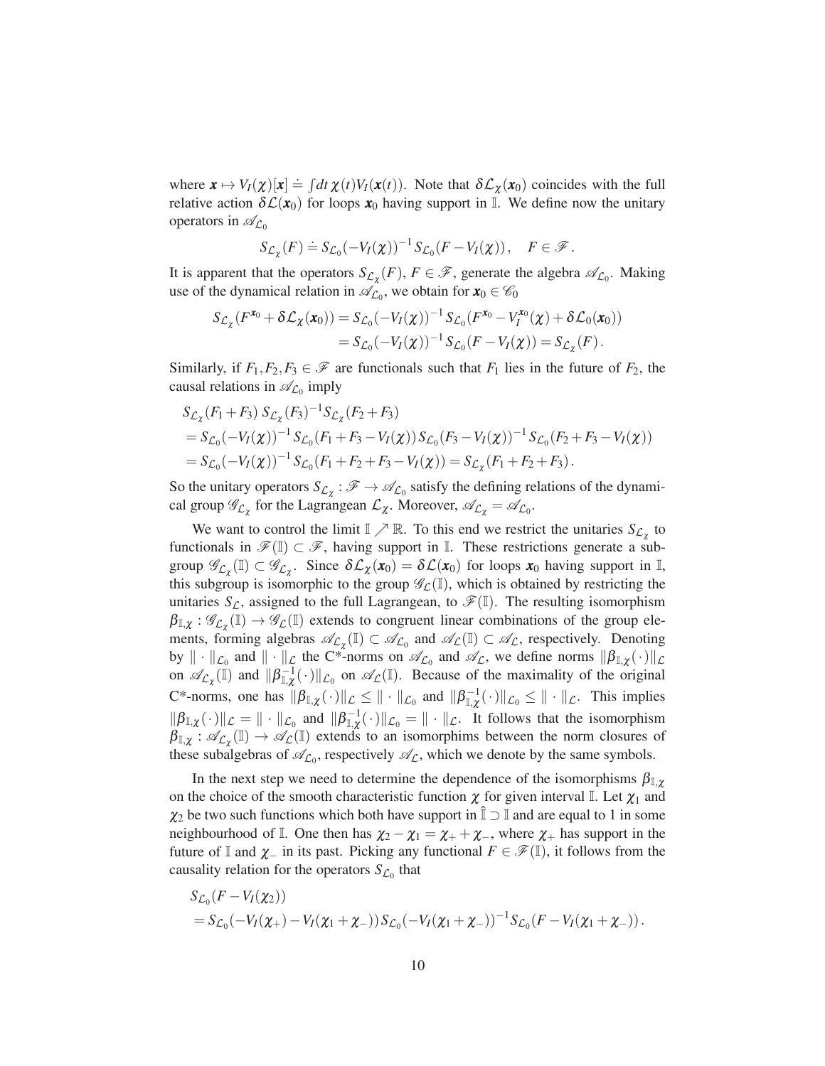where $\boldsymbol{x} \mapsto V_I(\chi)[\boldsymbol{x}] \doteq \int dt\, \chi(t) V_I(\boldsymbol{x}(t))$. Note that $\delta\mathcal{L}_\chi(\boldsymbol{x}_0)$ coincides with the full relative action $\delta\mathcal{L}(\boldsymbol{x}_0)$ for loops $\boldsymbol{x}_0$ having support in $\mathbb{I}$. We define now the unitary operators in $\mathscr{A}_{\mathcal{L}_0}$

$$S_{\mathcal{L}_\chi}(F) \doteq S_{\mathcal{L}_0}(-V_I(\chi))^{-1} S_{\mathcal{L}_0}(F - V_I(\chi)), \quad F \in \mathscr{F}.$$

It is apparent that the operators $S_{\mathcal{L}_\chi}(F)$, $F \in \mathscr{F}$, generate the algebra $\mathscr{A}_{\mathcal{L}_0}$. Making use of the dynamical relation in $\mathscr{A}_{\mathcal{L}_0}$, we obtain for $\boldsymbol{x}_0 \in \mathscr{C}_0$

$$\begin{aligned}
S_{\mathcal{L}_\chi}(F^{\boldsymbol{x}_0} + \delta\mathcal{L}_\chi(\boldsymbol{x}_0)) &= S_{\mathcal{L}_0}(-V_I(\chi))^{-1} S_{\mathcal{L}_0}(F^{\boldsymbol{x}_0} - V_I^{\boldsymbol{x}_0}(\chi) + \delta\mathcal{L}_0(\boldsymbol{x}_0)) \\
&= S_{\mathcal{L}_0}(-V_I(\chi))^{-1} S_{\mathcal{L}_0}(F - V_I(\chi)) = S_{\mathcal{L}_\chi}(F).
\end{aligned}$$

Similarly, if $F_1, F_2, F_3 \in \mathscr{F}$ are functionals such that $F_1$ lies in the future of $F_2$, the causal relations in $\mathscr{A}_{\mathcal{L}_0}$ imply

$$\begin{aligned}
&S_{\mathcal{L}_\chi}(F_1 + F_3)\, S_{\mathcal{L}_\chi}(F_3)^{-1} S_{\mathcal{L}_\chi}(F_2 + F_3) \\
&= S_{\mathcal{L}_0}(-V_I(\chi))^{-1} S_{\mathcal{L}_0}(F_1 + F_3 - V_I(\chi))\, S_{\mathcal{L}_0}(F_3 - V_I(\chi))^{-1} S_{\mathcal{L}_0}(F_2 + F_3 - V_I(\chi)) \\
&= S_{\mathcal{L}_0}(-V_I(\chi))^{-1} S_{\mathcal{L}_0}(F_1 + F_2 + F_3 - V_I(\chi)) = S_{\mathcal{L}_\chi}(F_1 + F_2 + F_3).
\end{aligned}$$

So the unitary operators $S_{\mathcal{L}_\chi} : \mathscr{F} \to \mathscr{A}_{\mathcal{L}_0}$ satisfy the defining relations of the dynamical group $\mathscr{G}_{\mathcal{L}_\chi}$ for the Lagrangean $\mathcal{L}_\chi$. Moreover, $\mathscr{A}_{\mathcal{L}_\chi} = \mathscr{A}_{\mathcal{L}_0}$.

We want to control the limit $\mathbb{I} \nearrow \mathbb{R}$. To this end we restrict the unitaries $S_{\mathcal{L}_\chi}$ to functionals in $\mathscr{F}(\mathbb{I}) \subset \mathscr{F}$, having support in $\mathbb{I}$. These restrictions generate a subgroup $\mathscr{G}_{\mathcal{L}_\chi}(\mathbb{I}) \subset \mathscr{G}_{\mathcal{L}_\chi}$. Since $\delta\mathcal{L}_\chi(\boldsymbol{x}_0) = \delta\mathcal{L}(\boldsymbol{x}_0)$ for loops $\boldsymbol{x}_0$ having support in $\mathbb{I}$, this subgroup is isomorphic to the group $\mathscr{G}_{\mathcal{L}}(\mathbb{I})$, which is obtained by restricting the unitaries $S_{\mathcal{L}}$, assigned to the full Lagrangean, to $\mathscr{F}(\mathbb{I})$. The resulting isomorphism $\beta_{\mathbb{I},\chi} : \mathscr{G}_{\mathcal{L}_\chi}(\mathbb{I}) \to \mathscr{G}_{\mathcal{L}}(\mathbb{I})$ extends to congruent linear combinations of the group elements, forming algebras $\mathscr{A}_{\mathcal{L}_\chi}(\mathbb{I}) \subset \mathscr{A}_{\mathcal{L}_0}$ and $\mathscr{A}_{\mathcal{L}}(\mathbb{I}) \subset \mathscr{A}_{\mathcal{L}}$, respectively. Denoting by $\| \cdot \|_{\mathcal{L}_0}$ and $\| \cdot \|_{\mathcal{L}}$ the C\*-norms on $\mathscr{A}_{\mathcal{L}_0}$ and $\mathscr{A}_{\mathcal{L}}$, we define norms $\|\beta_{\mathbb{I},\chi}(\cdot)\|_{\mathcal{L}}$ on $\mathscr{A}_{\mathcal{L}_\chi}(\mathbb{I})$ and $\|\beta_{\mathbb{I},\chi}^{-1}(\cdot)\|_{\mathcal{L}_0}$ on $\mathscr{A}_{\mathcal{L}}(\mathbb{I})$. Because of the maximality of the original C\*-norms, one has $\|\beta_{\mathbb{I},\chi}(\cdot)\|_{\mathcal{L}} \leq \| \cdot \|_{\mathcal{L}_0}$ and $\|\beta_{\mathbb{I},\chi}^{-1}(\cdot)\|_{\mathcal{L}_0} \leq \| \cdot \|_{\mathcal{L}}$. This implies $\|\beta_{\mathbb{I},\chi}(\cdot)\|_{\mathcal{L}} = \| \cdot \|_{\mathcal{L}_0}$ and $\|\beta_{\mathbb{I},\chi}^{-1}(\cdot)\|_{\mathcal{L}_0} = \| \cdot \|_{\mathcal{L}}$. It follows that the isomorphism $\beta_{\mathbb{I},\chi} : \mathscr{A}_{\mathcal{L}_\chi}(\mathbb{I}) \to \mathscr{A}_{\mathcal{L}}(\mathbb{I})$ extends to an isomorphims between the norm closures of these subalgebras of $\mathscr{A}_{\mathcal{L}_0}$, respectively $\mathscr{A}_{\mathcal{L}}$, which we denote by the same symbols.

In the next step we need to determine the dependence of the isomorphisms $\beta_{\mathbb{I},\chi}$ on the choice of the smooth characteristic function $\chi$ for given interval $\mathbb{I}$. Let $\chi_1$ and $\chi_2$ be two such functions which both have support in $\hat{\mathbb{I}} \supset \mathbb{I}$ and are equal to 1 in some neighbourhood of $\mathbb{I}$. One then has $\chi_2 - \chi_1 = \chi_+ + \chi_-$, where $\chi_+$ has support in the future of $\mathbb{I}$ and $\chi_-$ in its past. Picking any functional $F \in \mathscr{F}(\mathbb{I})$, it follows from the causality relation for the operators $S_{\mathcal{L}_0}$ that

$$\begin{aligned}
&S_{\mathcal{L}_0}(F - V_I(\chi_2)) \\
&= S_{\mathcal{L}_0}(-V_I(\chi_+) - V_I(\chi_1 + \chi_-))\, S_{\mathcal{L}_0}(-V_I(\chi_1 + \chi_-))^{-1} S_{\mathcal{L}_0}(F - V_I(\chi_1 + \chi_-)).
\end{aligned}$$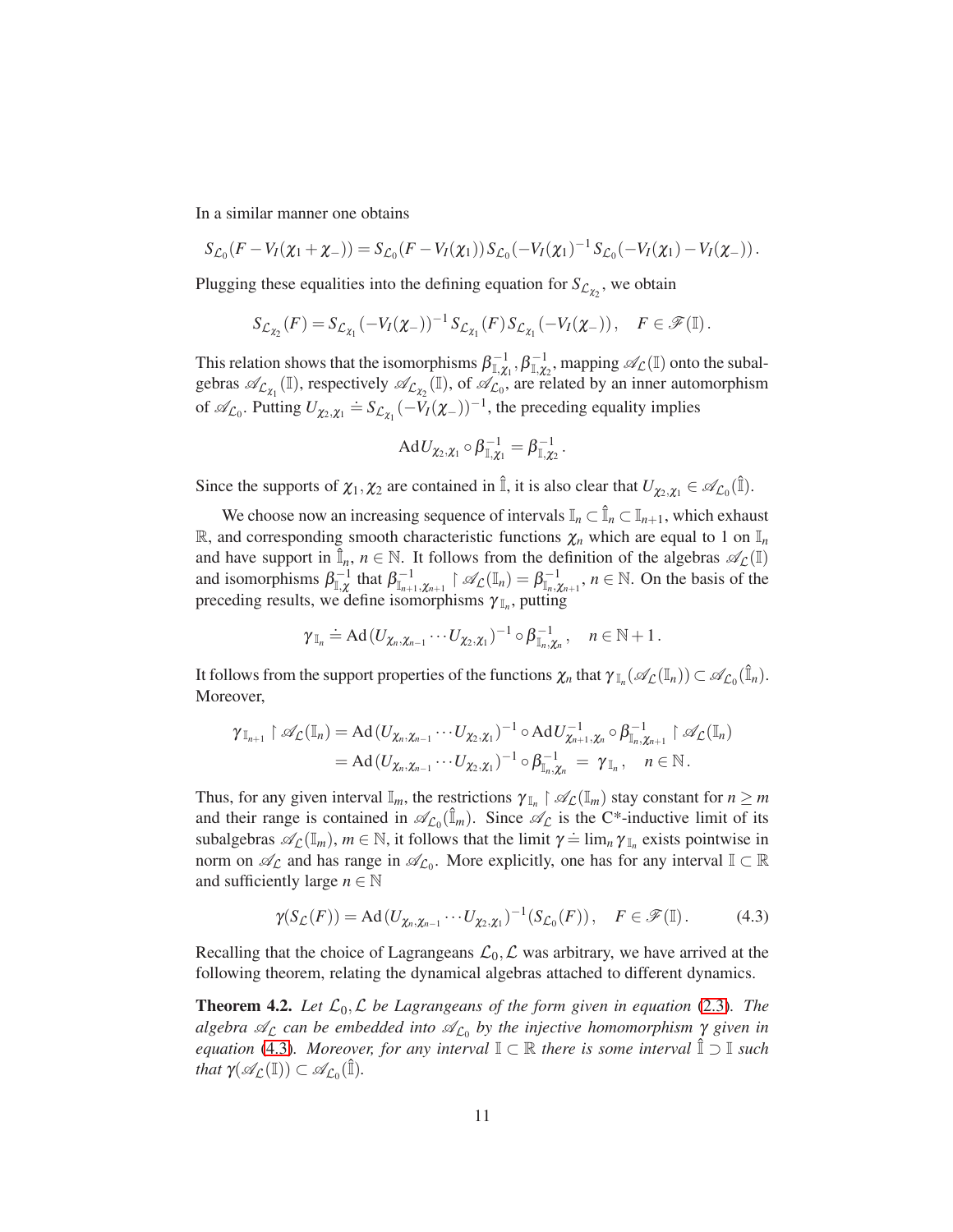In a similar manner one obtains

$$S_{\mathcal{L}_0}(F - V_I(\chi_1 + \chi_-)) = S_{\mathcal{L}_0}(F - V_I(\chi_1))\, S_{\mathcal{L}_0}(-V_I(\chi_1)^{-1}\, S_{\mathcal{L}_0}(-V_I(\chi_1) - V_I(\chi_-))\,.$$

Plugging these equalities into the defining equation for $S_{\mathcal{L}_{\chi_2}}$, we obtain

$$S_{\mathcal{L}_{\chi_2}}(F) = S_{\mathcal{L}_{\chi_1}}(-V_I(\chi_-))^{-1}\, S_{\mathcal{L}_{\chi_1}}(F)\, S_{\mathcal{L}_{\chi_1}}(-V_I(\chi_-))\,, \quad F \in \mathscr{F}(\mathbb{I})\,.$$

This relation shows that the isomorphisms $\beta^{-1}_{\mathbb{I},\chi_1}, \beta^{-1}_{\mathbb{I},\chi_2}$, mapping $\mathscr{A}_{\mathcal{L}}(\mathbb{I})$ onto the subalgebras $\mathscr{A}_{\mathcal{L}_{\chi_1}}(\mathbb{I})$, respectively $\mathscr{A}_{\mathcal{L}_{\chi_2}}(\mathbb{I})$, of $\mathscr{A}_{\mathcal{L}_0}$, are related by an inner automorphism of $\mathscr{A}_{\mathcal{L}_0}$. Putting $U_{\chi_2,\chi_1} \doteq S_{\mathcal{L}_{\chi_1}}(-V_I(\chi_-))^{-1}$, the preceding equality implies

$$\mathrm{Ad}\, U_{\chi_2,\chi_1} \circ \beta^{-1}_{\mathbb{I},\chi_1} = \beta^{-1}_{\mathbb{I},\chi_2}\,.$$

Since the supports of $\chi_1, \chi_2$ are contained in $\hat{\mathbb{I}}$, it is also clear that $U_{\chi_2,\chi_1} \in \mathscr{A}_{\mathcal{L}_0}(\hat{\mathbb{I}})$.

We choose now an increasing sequence of intervals $\mathbb{I}_n \subset \hat{\mathbb{I}}_n \subset \mathbb{I}_{n+1}$, which exhaust $\mathbb{R}$, and corresponding smooth characteristic functions $\chi_n$ which are equal to 1 on $\mathbb{I}_n$ and have support in $\hat{\mathbb{I}}_n$, $n \in \mathbb{N}$. It follows from the definition of the algebras $\mathscr{A}_{\mathcal{L}}(\mathbb{I})$ and isomorphisms $\beta^{-1}_{\mathbb{I},\chi}$ that $\beta^{-1}_{\mathbb{I}_{n+1},\chi_{n+1}} \upharpoonright \mathscr{A}_{\mathcal{L}}(\mathbb{I}_n) = \beta^{-1}_{\mathbb{I}_n,\chi_{n+1}}$, $n \in \mathbb{N}$. On the basis of the preceding results, we define isomorphisms $\gamma_{\mathbb{I}_n}$, putting

$$\gamma_{\mathbb{I}_n} \doteq \mathrm{Ad}\,(U_{\chi_n,\chi_{n-1}} \cdots U_{\chi_2,\chi_1})^{-1} \circ \beta^{-1}_{\mathbb{I}_n,\chi_n}\,, \quad n \in \mathbb{N}+1\,.$$

It follows from the support properties of the functions $\chi_n$ that $\gamma_{\mathbb{I}_n}(\mathscr{A}_{\mathcal{L}}(\mathbb{I}_n)) \subset \mathscr{A}_{\mathcal{L}_0}(\hat{\mathbb{I}}_n)$. Moreover,

$$\begin{aligned}
\gamma_{\mathbb{I}_{n+1}} \upharpoonright \mathscr{A}_{\mathcal{L}}(\mathbb{I}_n) &= \mathrm{Ad}\,(U_{\chi_n,\chi_{n-1}} \cdots U_{\chi_2,\chi_1})^{-1} \circ \mathrm{Ad}\, U^{-1}_{\chi_{n+1},\chi_n} \circ \beta^{-1}_{\mathbb{I}_n,\chi_{n+1}} \upharpoonright \mathscr{A}_{\mathcal{L}}(\mathbb{I}_n) \\
&= \mathrm{Ad}\,(U_{\chi_n,\chi_{n-1}} \cdots U_{\chi_2,\chi_1})^{-1} \circ \beta^{-1}_{\mathbb{I}_n,\chi_n} \;=\; \gamma_{\mathbb{I}_n}\,, \quad n \in \mathbb{N}\,.
\end{aligned}$$

Thus, for any given interval $\mathbb{I}_m$, the restrictions $\gamma_{\mathbb{I}_n} \upharpoonright \mathscr{A}_{\mathcal{L}}(\mathbb{I}_m)$ stay constant for $n \geq m$ and their range is contained in $\mathscr{A}_{\mathcal{L}_0}(\hat{\mathbb{I}}_m)$. Since $\mathscr{A}_{\mathcal{L}}$ is the C*-inductive limit of its subalgebras $\mathscr{A}_{\mathcal{L}}(\mathbb{I}_m)$, $m \in \mathbb{N}$, it follows that the limit $\gamma \doteq \lim_n \gamma_{\mathbb{I}_n}$ exists pointwise in norm on $\mathscr{A}_{\mathcal{L}}$ and has range in $\mathscr{A}_{\mathcal{L}_0}$. More explicitly, one has for any interval $\mathbb{I} \subset \mathbb{R}$ and sufficiently large $n \in \mathbb{N}$

$$\gamma(S_{\mathcal{L}}(F)) = \mathrm{Ad}\,(U_{\chi_n,\chi_{n-1}} \cdots U_{\chi_2,\chi_1})^{-1}(S_{\mathcal{L}_0}(F))\,, \quad F \in \mathscr{F}(\mathbb{I})\,. \tag{4.3}$$

Recalling that the choice of Lagrangeans $\mathcal{L}_0, \mathcal{L}$ was arbitrary, we have arrived at the following theorem, relating the dynamical algebras attached to different dynamics.

**Theorem 4.2.** *Let $\mathcal{L}_0, \mathcal{L}$ be Lagrangeans of the form given in equation (2.3). The algebra $\mathscr{A}_{\mathcal{L}}$ can be embedded into $\mathscr{A}_{\mathcal{L}_0}$ by the injective homomorphism $\gamma$ given in equation (4.3). Moreover, for any interval $\mathbb{I} \subset \mathbb{R}$ there is some interval $\hat{\mathbb{I}} \supset \mathbb{I}$ such that $\gamma(\mathscr{A}_{\mathcal{L}}(\mathbb{I})) \subset \mathscr{A}_{\mathcal{L}_0}(\hat{\mathbb{I}})$.*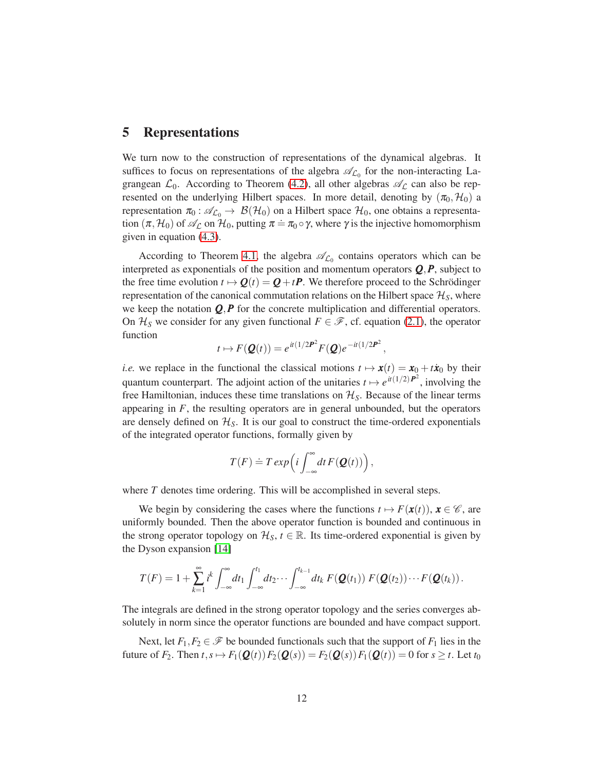## 5 Representations

We turn now to the construction of representations of the dynamical algebras. It suffices to focus on representations of the algebra $\mathscr{A}_{\mathcal{L}_0}$ for the non-interacting Lagrangean $\mathcal{L}_0$. According to Theorem (4.2), all other algebras $\mathscr{A}_{\mathcal{L}}$ can also be represented on the underlying Hilbert spaces. In more detail, denoting by $(\pi_0, \mathcal{H}_0)$ a representation $\pi_0 : \mathscr{A}_{\mathcal{L}_0} \to \mathcal{B}(\mathcal{H}_0)$ on a Hilbert space $\mathcal{H}_0$, one obtains a representation $(\pi, \mathcal{H}_0)$ of $\mathscr{A}_{\mathcal{L}}$ on $\mathcal{H}_0$, putting $\pi \doteq \pi_0 \circ \gamma$, where $\gamma$ is the injective homomorphism given in equation (4.3).

According to Theorem 4.1, the algebra $\mathscr{A}_{\mathcal{L}_0}$ contains operators which can be interpreted as exponentials of the position and momentum operators $\boldsymbol{Q}, \boldsymbol{P}$, subject to the free time evolution $t \mapsto \boldsymbol{Q}(t) = \boldsymbol{Q} + t\boldsymbol{P}$. We therefore proceed to the Schrödinger representation of the canonical commutation relations on the Hilbert space $\mathcal{H}_S$, where we keep the notation $\boldsymbol{Q}, \boldsymbol{P}$ for the concrete multiplication and differential operators. On $\mathcal{H}_S$ we consider for any given functional $F \in \mathscr{F}$, cf. equation (2.1), the operator function

$$t \mapsto F(\boldsymbol{Q}(t)) = e^{it(1/2\boldsymbol{P}^2} F(\boldsymbol{Q}) e^{-it(1/2\boldsymbol{P}^2},$$

*i.e.* we replace in the functional the classical motions $t \mapsto \boldsymbol{x}(t) = \boldsymbol{x}_0 + t\dot{\boldsymbol{x}}_0$ by their quantum counterpart. The adjoint action of the unitaries $t \mapsto e^{it(1/2)\boldsymbol{P}^2}$, involving the free Hamiltonian, induces these time translations on $\mathcal{H}_S$. Because of the linear terms appearing in $F$, the resulting operators are in general unbounded, but the operators are densely defined on $\mathcal{H}_S$. It is our goal to construct the time-ordered exponentials of the integrated operator functions, formally given by

$$T(F) \doteq T\,exp\Big(i \int_{-\infty}^{\infty} dt\, F(\boldsymbol{Q}(t))\Big),$$

where $T$ denotes time ordering. This will be accomplished in several steps.

We begin by considering the cases where the functions $t \mapsto F(\boldsymbol{x}(t))$, $\boldsymbol{x} \in \mathscr{C}$, are uniformly bounded. Then the above operator function is bounded and continuous in the strong operator topology on $\mathcal{H}_S$, $t \in \mathbb{R}$. Its time-ordered exponential is given by the Dyson expansion [14]

$$T(F) = 1 + \sum_{k=1}^{\infty} i^k \int_{-\infty}^{\infty} dt_1 \int_{-\infty}^{t_1} dt_2 \cdots \int_{-\infty}^{t_{k-1}} dt_k\, F(\boldsymbol{Q}(t_1))\, F(\boldsymbol{Q}(t_2)) \cdots F(\boldsymbol{Q}(t_k)).$$

The integrals are defined in the strong operator topology and the series converges absolutely in norm since the operator functions are bounded and have compact support.

Next, let $F_1, F_2 \in \mathscr{F}$ be bounded functionals such that the support of $F_1$ lies in the future of $F_2$. Then $t, s \mapsto F_1(\boldsymbol{Q}(t))\, F_2(\boldsymbol{Q}(s)) = F_2(\boldsymbol{Q}(s))\, F_1(\boldsymbol{Q}(t)) = 0$ for $s \geq t$. Let $t_0$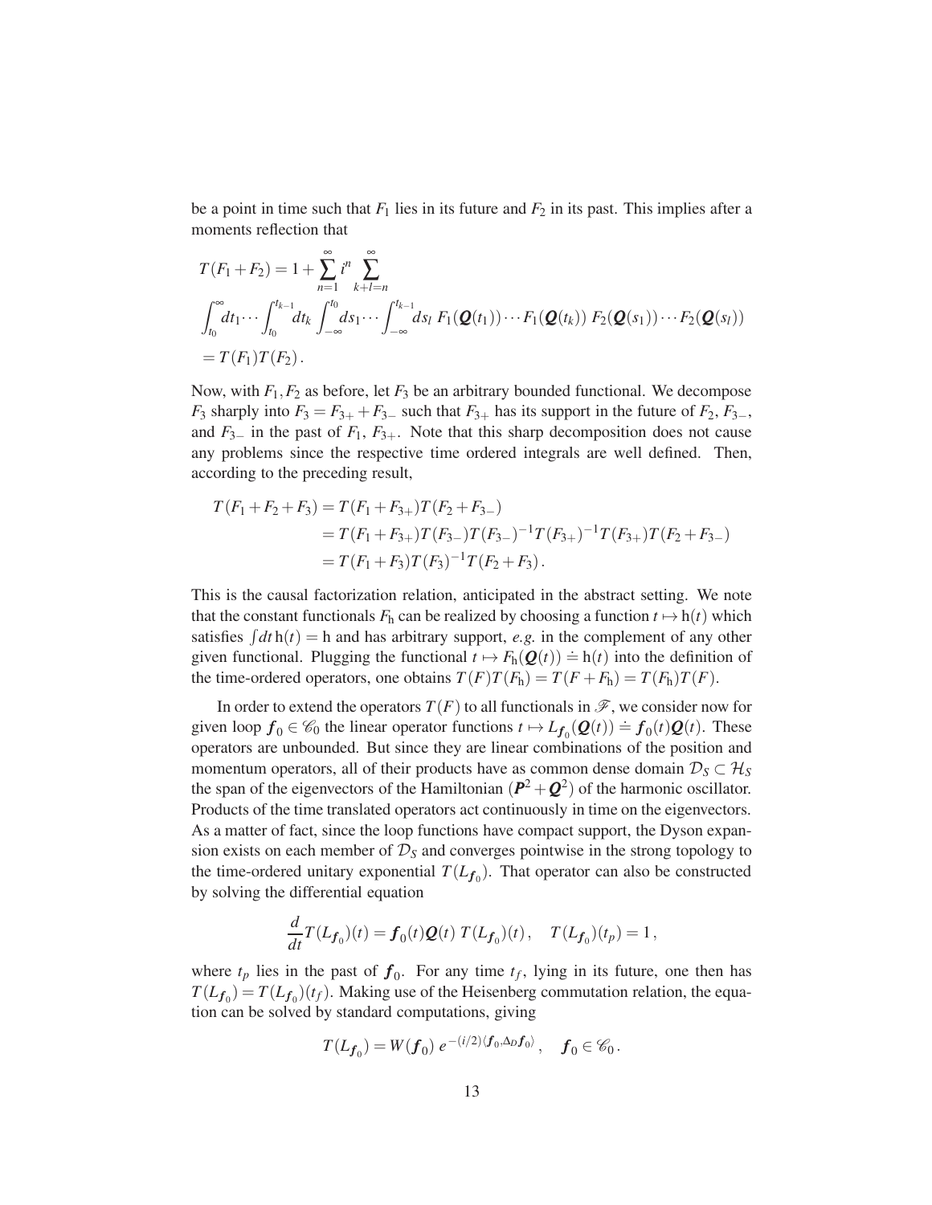be a point in time such that $F_1$ lies in its future and $F_2$ in its past. This implies after a moments reflection that

$$
\begin{aligned}
&T(F_1+F_2) = 1 + \sum_{n=1}^{\infty} i^n \sum_{k+l=n}^{\infty} \\
&\int_{t_0}^{\infty} dt_1 \cdots \int_{t_0}^{t_{k-1}} dt_k \int_{-\infty}^{t_0} ds_1 \cdots \int_{-\infty}^{t_{k-1}} ds_l \; F_1(\boldsymbol{Q}(t_1)) \cdots F_1(\boldsymbol{Q}(t_k)) \; F_2(\boldsymbol{Q}(s_1)) \cdots F_2(\boldsymbol{Q}(s_l)) \\
&= T(F_1)T(F_2)\,.
\end{aligned}
$$

Now, with $F_1, F_2$ as before, let $F_3$ be an arbitrary bounded functional. We decompose $F_3$ sharply into $F_3 = F_{3+} + F_{3-}$ such that $F_{3+}$ has its support in the future of $F_2$, $F_{3-}$, and $F_{3-}$ in the past of $F_1$, $F_{3+}$. Note that this sharp decomposition does not cause any problems since the respective time ordered integrals are well defined. Then, according to the preceding result,

$$
\begin{aligned}
T(F_1+F_2+F_3) &= T(F_1+F_{3+})T(F_2+F_{3-}) \\
&= T(F_1+F_{3+})T(F_{3-})T(F_{3-})^{-1}T(F_{3+})^{-1}T(F_{3+})T(F_2+F_{3-}) \\
&= T(F_1+F_3)T(F_3)^{-1}T(F_2+F_3)\,.
\end{aligned}
$$

This is the causal factorization relation, anticipated in the abstract setting. We note that the constant functionals $F_{\mathrm{h}}$ can be realized by choosing a function $t \mapsto \mathrm{h}(t)$ which satisfies $\int dt\, \mathrm{h}(t) = \mathrm{h}$ and has arbitrary support, *e.g.* in the complement of any other given functional. Plugging the functional $t \mapsto F_{\mathrm{h}}(\boldsymbol{Q}(t)) \doteq \mathrm{h}(t)$ into the definition of the time-ordered operators, one obtains $T(F)T(F_{\mathrm{h}}) = T(F+F_{\mathrm{h}}) = T(F_{\mathrm{h}})T(F)$.

In order to extend the operators $T(F)$ to all functionals in $\mathscr{F}$, we consider now for given loop $\boldsymbol{f}_0 \in \mathscr{C}_0$ the linear operator functions $t \mapsto L_{\boldsymbol{f}_0}(\boldsymbol{Q}(t)) \doteq \boldsymbol{f}_0(t)\boldsymbol{Q}(t)$. These operators are unbounded. But since they are linear combinations of the position and momentum operators, all of their products have as common dense domain $\mathcal{D}_S \subset \mathcal{H}_S$ the span of the eigenvectors of the Hamiltonian $(\boldsymbol{P}^2 + \boldsymbol{Q}^2)$ of the harmonic oscillator. Products of the time translated operators act continuously in time on the eigenvectors. As a matter of fact, since the loop functions have compact support, the Dyson expansion exists on each member of $\mathcal{D}_S$ and converges pointwise in the strong topology to the time-ordered unitary exponential $T(L_{\boldsymbol{f}_0})$. That operator can also be constructed by solving the differential equation

$$
\frac{d}{dt} T(L_{\boldsymbol{f}_0})(t) = \boldsymbol{f}_0(t)\boldsymbol{Q}(t)\; T(L_{\boldsymbol{f}_0})(t)\,, \quad T(L_{\boldsymbol{f}_0})(t_p) = 1\,,
$$

where $t_p$ lies in the past of $\boldsymbol{f}_0$. For any time $t_f$, lying in its future, one then has $T(L_{\boldsymbol{f}_0}) = T(L_{\boldsymbol{f}_0})(t_f)$. Making use of the Heisenberg commutation relation, the equation can be solved by standard computations, giving

$$
T(L_{\boldsymbol{f}_0}) = W(\boldsymbol{f}_0)\; e^{-(i/2)\langle \boldsymbol{f}_0, \Delta_D \boldsymbol{f}_0 \rangle}\,, \quad \boldsymbol{f}_0 \in \mathscr{C}_0\,.
$$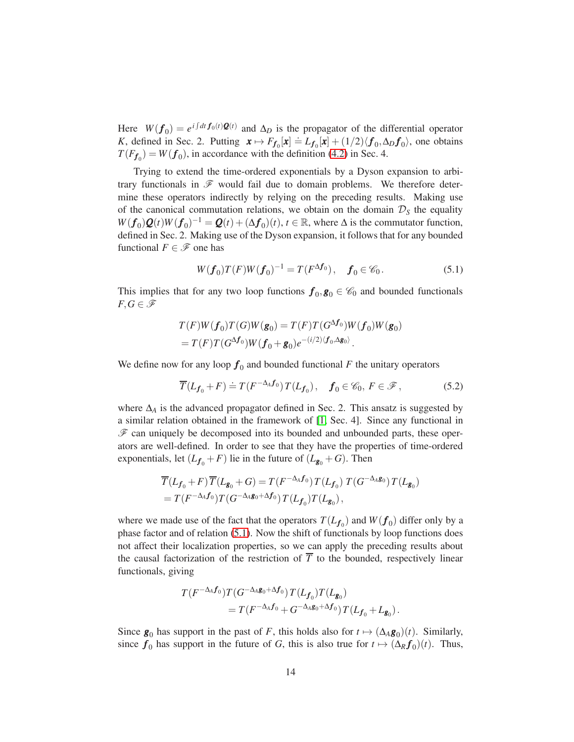Here $W(\boldsymbol{f}_0) = e^{i\int dt\, \boldsymbol{f}_0(t)\boldsymbol{Q}(t)}$ and $\Delta_D$ is the propagator of the differential operator $K$, defined in Sec. 2. Putting $\boldsymbol{x} \mapsto F_{\boldsymbol{f}_0}[\boldsymbol{x}] \doteq L_{\boldsymbol{f}_0}[\boldsymbol{x}] + (1/2)\langle \boldsymbol{f}_0, \Delta_D \boldsymbol{f}_0\rangle$, one obtains $T(F_{\boldsymbol{f}_0}) = W(\boldsymbol{f}_0)$, in accordance with the definition (4.2) in Sec. 4.

Trying to extend the time-ordered exponentials by a Dyson expansion to arbitrary functionals in $\mathscr{F}$ would fail due to domain problems. We therefore determine these operators indirectly by relying on the preceding results. Making use of the canonical commutation relations, we obtain on the domain $\mathcal{D}_S$ the equality $W(\boldsymbol{f}_0)\boldsymbol{Q}(t)W(\boldsymbol{f}_0)^{-1} = \boldsymbol{Q}(t) + (\Delta \boldsymbol{f}_0)(t)$, $t \in \mathbb{R}$, where $\Delta$ is the commutator function, defined in Sec. 2. Making use of the Dyson expansion, it follows that for any bounded functional $F \in \mathscr{F}$ one has

$$W(\boldsymbol{f}_0)T(F)W(\boldsymbol{f}_0)^{-1} = T(F^{\Delta \boldsymbol{f}_0}), \quad \boldsymbol{f}_0 \in \mathscr{C}_0. \tag{5.1}$$

This implies that for any two loop functions $\boldsymbol{f}_0, \boldsymbol{g}_0 \in \mathscr{C}_0$ and bounded functionals $F, G \in \mathscr{F}$

$$\begin{aligned}
&T(F)W(\boldsymbol{f}_0)T(G)W(\boldsymbol{g}_0) = T(F)T(G^{\Delta \boldsymbol{f}_0})W(\boldsymbol{f}_0)W(\boldsymbol{g}_0) \\
&= T(F)T(G^{\Delta \boldsymbol{f}_0})W(\boldsymbol{f}_0 + \boldsymbol{g}_0)e^{-(i/2)\langle \boldsymbol{f}_0, \Delta \boldsymbol{g}_0\rangle}.
\end{aligned}$$

We define now for any loop $\boldsymbol{f}_0$ and bounded functional $F$ the unitary operators

$$\overline{T}(L_{\boldsymbol{f}_0} + F) \doteq T(F^{-\Delta_A \boldsymbol{f}_0})\,T(L_{\boldsymbol{f}_0}), \quad \boldsymbol{f}_0 \in \mathscr{C}_0,\ F \in \mathscr{F}, \tag{5.2}$$

where $\Delta_A$ is the advanced propagator defined in Sec. 2. This ansatz is suggested by a similar relation obtained in the framework of [1, Sec. 4]. Since any functional in $\mathscr{F}$ can uniquely be decomposed into its bounded and unbounded parts, these operators are well-defined. In order to see that they have the properties of time-ordered exponentials, let $(L_{\boldsymbol{f}_0} + F)$ lie in the future of $(L_{\boldsymbol{g}_0} + G)$. Then

$$\begin{aligned}
&\overline{T}(L_{\boldsymbol{f}_0} + F)\,\overline{T}(L_{\boldsymbol{g}_0} + G) = T(F^{-\Delta_A \boldsymbol{f}_0})\,T(L_{\boldsymbol{f}_0})\ T(G^{-\Delta_A \boldsymbol{g}_0})\,T(L_{\boldsymbol{g}_0}) \\
&= T(F^{-\Delta_A \boldsymbol{f}_0})T(G^{-\Delta_A \boldsymbol{g}_0 + \Delta \boldsymbol{f}_0})\,T(L_{\boldsymbol{f}_0})T(L_{\boldsymbol{g}_0}),
\end{aligned}$$

where we made use of the fact that the operators $T(L_{\boldsymbol{f}_0})$ and $W(\boldsymbol{f}_0)$ differ only by a phase factor and of relation (5.1). Now the shift of functionals by loop functions does not affect their localization properties, so we can apply the preceding results about the causal factorization of the restriction of $\overline{T}$ to the bounded, respectively linear functionals, giving

$$\begin{aligned}
&T(F^{-\Delta_A \boldsymbol{f}_0})T(G^{-\Delta_A \boldsymbol{g}_0 + \Delta \boldsymbol{f}_0})\,T(L_{\boldsymbol{f}_0})T(L_{\boldsymbol{g}_0}) \\
&\qquad = T(F^{-\Delta_A \boldsymbol{f}_0} + G^{-\Delta_A \boldsymbol{g}_0 + \Delta \boldsymbol{f}_0})\,T(L_{\boldsymbol{f}_0} + L_{\boldsymbol{g}_0}).
\end{aligned}$$

Since $\boldsymbol{g}_0$ has support in the past of $F$, this holds also for $t \mapsto (\Delta_A \boldsymbol{g}_0)(t)$. Similarly, since $\boldsymbol{f}_0$ has support in the future of $G$, this is also true for $t \mapsto (\Delta_R \boldsymbol{f}_0)(t)$. Thus,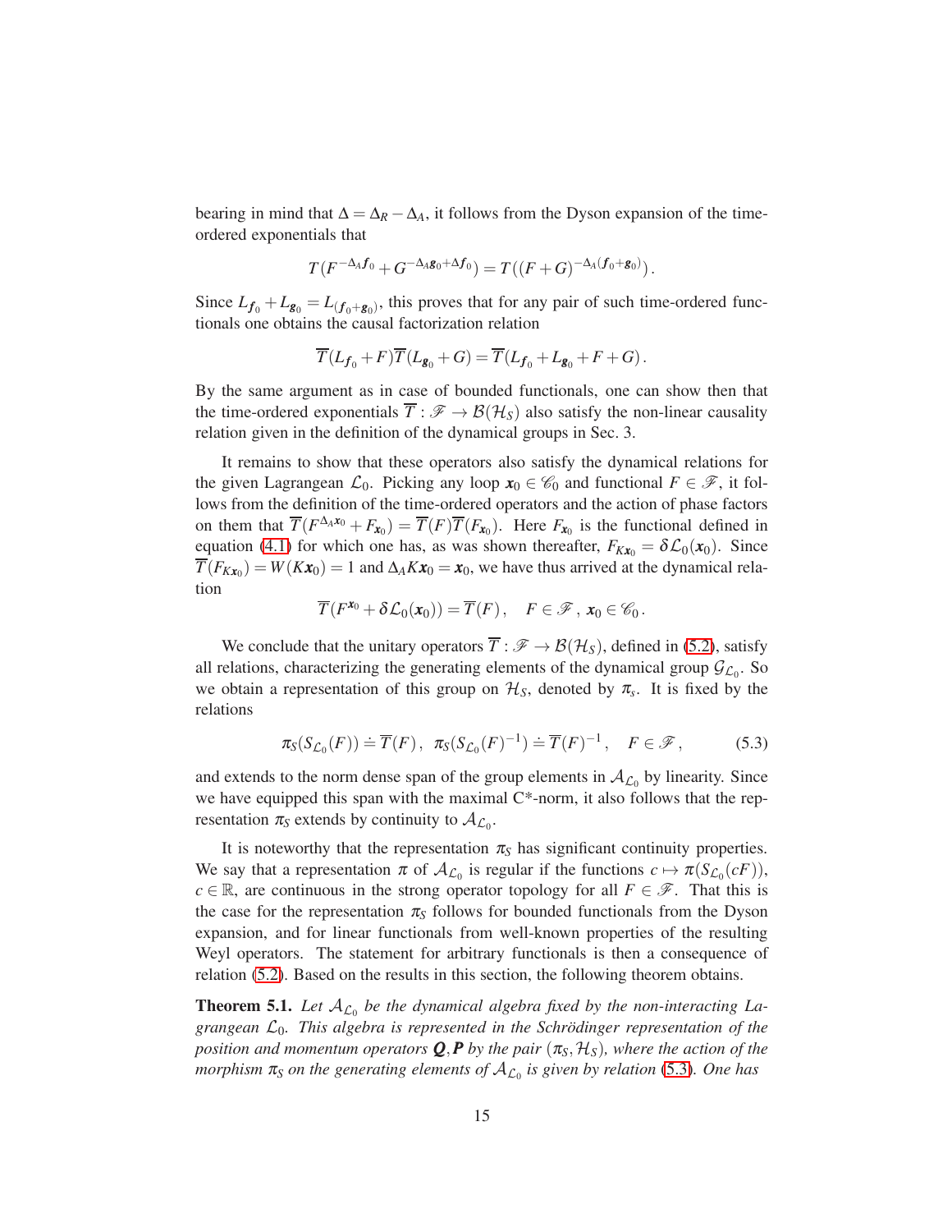bearing in mind that $\Delta = \Delta_R - \Delta_A$, it follows from the Dyson expansion of the time-ordered exponentials that

$$T(F^{-\Delta_A \boldsymbol{f}_0} + G^{-\Delta_A \boldsymbol{g}_0 + \Delta \boldsymbol{f}_0}) = T((F+G)^{-\Delta_A(\boldsymbol{f}_0 + \boldsymbol{g}_0)}).$$

Since $L_{\boldsymbol{f}_0} + L_{\boldsymbol{g}_0} = L_{(\boldsymbol{f}_0 + \boldsymbol{g}_0)}$, this proves that for any pair of such time-ordered functionals one obtains the causal factorization relation

$$\overline{T}(L_{\boldsymbol{f}_0} + F)\overline{T}(L_{\boldsymbol{g}_0} + G) = \overline{T}(L_{\boldsymbol{f}_0} + L_{\boldsymbol{g}_0} + F + G).$$

By the same argument as in case of bounded functionals, one can show then that the time-ordered exponentials $\overline{T} : \mathscr{F} \to \mathcal{B}(\mathcal{H}_S)$ also satisfy the non-linear causality relation given in the definition of the dynamical groups in Sec. 3.

It remains to show that these operators also satisfy the dynamical relations for the given Lagrangean $\mathcal{L}_0$. Picking any loop $\boldsymbol{x}_0 \in \mathscr{C}_0$ and functional $F \in \mathscr{F}$, it follows from the definition of the time-ordered operators and the action of phase factors on them that $\overline{T}(F^{\Delta_A \boldsymbol{x}_0} + F_{\boldsymbol{x}_0}) = \overline{T}(F)\overline{T}(F_{\boldsymbol{x}_0})$. Here $F_{\boldsymbol{x}_0}$ is the functional defined in equation (4.1) for which one has, as was shown thereafter, $F_{K\boldsymbol{x}_0} = \delta\mathcal{L}_0(\boldsymbol{x}_0)$. Since $\overline{T}(F_{K\boldsymbol{x}_0}) = W(K\boldsymbol{x}_0) = 1$ and $\Delta_A K \boldsymbol{x}_0 = \boldsymbol{x}_0$, we have thus arrived at the dynamical relation

$$\overline{T}(F^{\boldsymbol{x}_0} + \delta\mathcal{L}_0(\boldsymbol{x}_0)) = \overline{T}(F), \quad F \in \mathscr{F}, \, \boldsymbol{x}_0 \in \mathscr{C}_0.$$

We conclude that the unitary operators $\overline{T} : \mathscr{F} \to \mathcal{B}(\mathcal{H}_S)$, defined in (5.2), satisfy all relations, characterizing the generating elements of the dynamical group $\mathcal{G}_{\mathcal{L}_0}$. So we obtain a representation of this group on $\mathcal{H}_S$, denoted by $\pi_s$. It is fixed by the relations

$$\pi_S(S_{\mathcal{L}_0}(F)) \doteq \overline{T}(F), \;\; \pi_S(S_{\mathcal{L}_0}(F)^{-1}) \doteq \overline{T}(F)^{-1}, \quad F \in \mathscr{F}, \tag{5.3}$$

and extends to the norm dense span of the group elements in $\mathcal{A}_{\mathcal{L}_0}$ by linearity. Since we have equipped this span with the maximal C\*-norm, it also follows that the representation $\pi_S$ extends by continuity to $\mathcal{A}_{\mathcal{L}_0}$.

It is noteworthy that the representation $\pi_S$ has significant continuity properties. We say that a representation $\pi$ of $\mathcal{A}_{\mathcal{L}_0}$ is regular if the functions $c \mapsto \pi(S_{\mathcal{L}_0}(cF))$, $c \in \mathbb{R}$, are continuous in the strong operator topology for all $F \in \mathscr{F}$. That this is the case for the representation $\pi_S$ follows for bounded functionals from the Dyson expansion, and for linear functionals from well-known properties of the resulting Weyl operators. The statement for arbitrary functionals is then a consequence of relation (5.2). Based on the results in this section, the following theorem obtains.

**Theorem 5.1.** *Let $\mathcal{A}_{\mathcal{L}_0}$ be the dynamical algebra fixed by the non-interacting Lagrangean $\mathcal{L}_0$. This algebra is represented in the Schrödinger representation of the position and momentum operators $\boldsymbol{Q}, \boldsymbol{P}$ by the pair $(\pi_S, \mathcal{H}_S)$, where the action of the morphism $\pi_S$ on the generating elements of $\mathcal{A}_{\mathcal{L}_0}$ is given by relation (5.3). One has*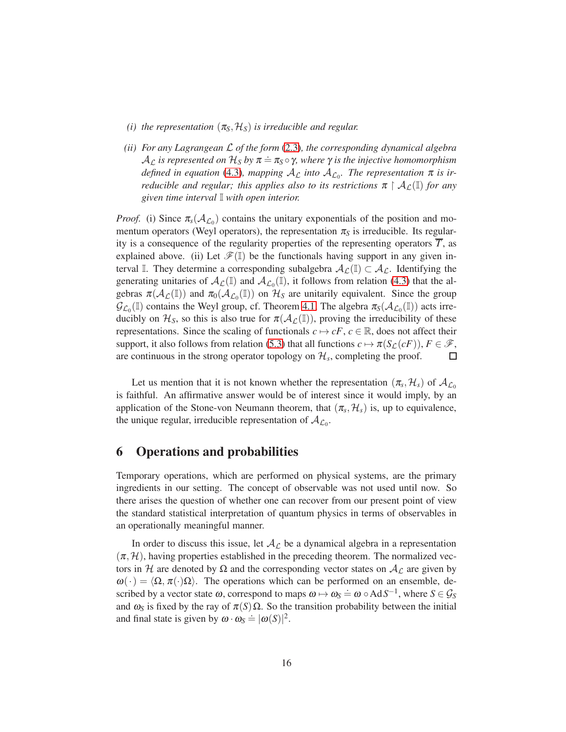*(i) the representation $(\pi_S, \mathcal{H}_S)$ is irreducible and regular.*

*(ii) For any Lagrangean $\mathcal{L}$ of the form (2.3), the corresponding dynamical algebra $\mathcal{A}_\mathcal{L}$ is represented on $\mathcal{H}_S$ by $\pi \doteq \pi_S \circ \gamma$, where $\gamma$ is the injective homomorphism defined in equation (4.3), mapping $\mathcal{A}_\mathcal{L}$ into $\mathcal{A}_{\mathcal{L}_0}$. The representation $\pi$ is irreducible and regular; this applies also to its restrictions $\pi \upharpoonright \mathcal{A}_\mathcal{L}(\mathbb{I})$ for any given time interval $\mathbb{I}$ with open interior.*

*Proof.* (i) Since $\pi_s(\mathcal{A}_{\mathcal{L}_0})$ contains the unitary exponentials of the position and momentum operators (Weyl operators), the representation $\pi_S$ is irreducible. Its regularity is a consequence of the regularity properties of the representing operators $\overline{T}$, as explained above. (ii) Let $\mathscr{F}(\mathbb{I})$ be the functionals having support in any given interval $\mathbb{I}$. They determine a corresponding subalgebra $\mathcal{A}_\mathcal{L}(\mathbb{I}) \subset \mathcal{A}_\mathcal{L}$. Identifying the generating unitaries of $\mathcal{A}_\mathcal{L}(\mathbb{I})$ and $\mathcal{A}_{\mathcal{L}_0}(\mathbb{I})$, it follows from relation (4.3) that the algebras $\pi(\mathcal{A}_\mathcal{L}(\mathbb{I}))$ and $\pi_0(\mathcal{A}_{\mathcal{L}_0}(\mathbb{I}))$ on $\mathcal{H}_S$ are unitarily equivalent. Since the group $\mathcal{G}_{\mathcal{L}_0}(\mathbb{I})$ contains the Weyl group, cf. Theorem 4.1. The algebra $\pi_S(\mathcal{A}_{\mathcal{L}_0}(\mathbb{I}))$ acts irreducibly on $\mathcal{H}_S$, so this is also true for $\pi(\mathcal{A}_\mathcal{L}(\mathbb{I}))$, proving the irreducibility of these representations. Since the scaling of functionals $c \mapsto cF$, $c \in \mathbb{R}$, does not affect their support, it also follows from relation (5.3) that all functions $c \mapsto \pi(S_\mathcal{L}(cF))$, $F \in \mathscr{F}$, are continuous in the strong operator topology on $\mathcal{H}_s$, completing the proof. □

Let us mention that it is not known whether the representation $(\pi_s, \mathcal{H}_s)$ of $\mathcal{A}_{\mathcal{L}_0}$ is faithful. An affirmative answer would be of interest since it would imply, by an application of the Stone-von Neumann theorem, that $(\pi_s, \mathcal{H}_s)$ is, up to equivalence, the unique regular, irreducible representation of $\mathcal{A}_{\mathcal{L}_0}$.

## 6 Operations and probabilities

Temporary operations, which are performed on physical systems, are the primary ingredients in our setting. The concept of observable was not used until now. So there arises the question of whether one can recover from our present point of view the standard statistical interpretation of quantum physics in terms of observables in an operationally meaningful manner.

In order to discuss this issue, let $\mathcal{A}_\mathcal{L}$ be a dynamical algebra in a representation $(\pi, \mathcal{H})$, having properties established in the preceding theorem. The normalized vectors in $\mathcal{H}$ are denoted by $\Omega$ and the corresponding vector states on $\mathcal{A}_\mathcal{L}$ are given by $\omega(\,\cdot\,) = \langle \Omega, \pi(\cdot)\Omega \rangle$. The operations which can be performed on an ensemble, described by a vector state $\omega$, correspond to maps $\omega \mapsto \omega_S \doteq \omega \circ \mathrm{Ad}\, S^{-1}$, where $S \in \mathcal{G}_S$ and $\omega_S$ is fixed by the ray of $\pi(S)\Omega$. So the transition probability between the initial and final state is given by $\omega \cdot \omega_S \doteq |\omega(S)|^2$.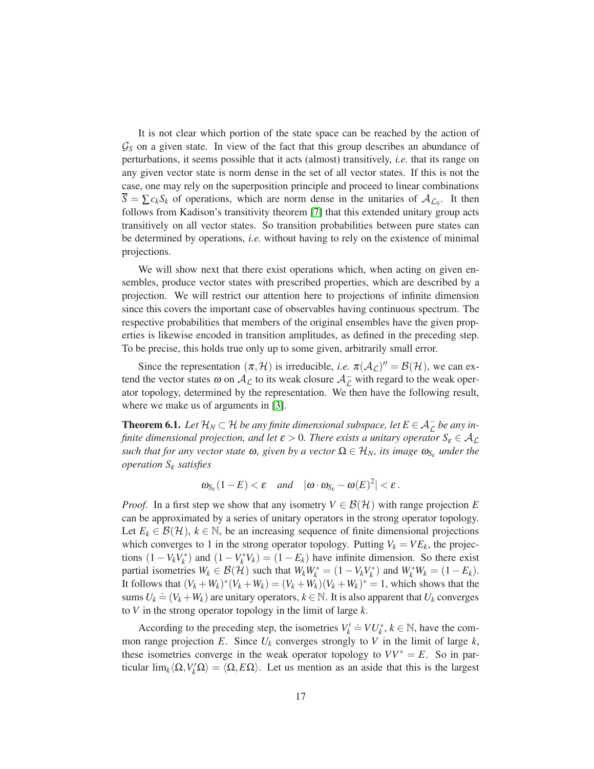It is not clear which portion of the state space can be reached by the action of $\mathcal{G}_S$ on a given state. In view of the fact that this group describes an abundance of perturbations, it seems possible that it acts (almost) transitively, *i.e.* that its range on any given vector state is norm dense in the set of all vector states. If this is not the case, one may rely on the superposition principle and proceed to linear combinations $\overline{S} = \sum c_k S_k$ of operations, which are norm dense in the unitaries of $\mathcal{A}_{\mathcal{L}_0}$. It then follows from Kadison's transitivity theorem [7] that this extended unitary group acts transitively on all vector states. So transition probabilities between pure states can be determined by operations, *i.e.* without having to rely on the existence of minimal projections.

We will show next that there exist operations which, when acting on given ensembles, produce vector states with prescribed properties, which are described by a projection. We will restrict our attention here to projections of infinite dimension since this covers the important case of observables having continuous spectrum. The respective probabilities that members of the original ensembles have the given properties is likewise encoded in transition amplitudes, as defined in the preceding step. To be precise, this holds true only up to some given, arbitrarily small error.

Since the representation $(\pi, \mathcal{H})$ is irreducible, *i.e.* $\pi(\mathcal{A}_{\mathcal{L}})'' = \mathcal{B}(\mathcal{H})$, we can extend the vector states $\omega$ on $\mathcal{A}_{\mathcal{L}}$ to its weak closure $\mathcal{A}_{\mathcal{L}}^{-}$ with regard to the weak operator topology, determined by the representation. We then have the following result, where we make us of arguments in [3].

**Theorem 6.1.** *Let $\mathcal{H}_N \subset \mathcal{H}$ be any finite dimensional subspace, let $E \in \mathcal{A}_{\mathcal{L}}^{-}$ be any infinite dimensional projection, and let $\varepsilon > 0$. There exists a unitary operator $S_\varepsilon \in \mathcal{A}_{\mathcal{L}}$ such that for any vector state $\omega$, given by a vector $\Omega \in \mathcal{H}_N$, its image $\omega_{S_\varepsilon}$ under the operation $S_\varepsilon$ satisfies*

$$\omega_{S_\varepsilon}(1 - E) < \varepsilon \quad \textit{and} \quad |\omega \cdot \omega_{S_\varepsilon} - \omega(E)^2| < \varepsilon \, .$$

*Proof.* In a first step we show that any isometry $V \in \mathcal{B}(\mathcal{H})$ with range projection $E$ can be approximated by a series of unitary operators in the strong operator topology. Let $E_k \in \mathcal{B}(\mathcal{H})$, $k \in \mathbb{N}$, be an increasing sequence of finite dimensional projections which converges to $1$ in the strong operator topology. Putting $V_k = V E_k$, the projections $(1 - V_k V_k^*)$ and $(1 - V_k^* V_k) = (1 - E_k)$ have infinite dimension. So there exist partial isometries $W_k \in \mathcal{B}(\mathcal{H})$ such that $W_k W_k^* = (1 - V_k V_k^*)$ and $W_k^* W_k = (1 - E_k)$. It follows that $(V_k + W_k)^*(V_k + W_k) = (V_k + W_k)(V_k + W_k)^* = 1$, which shows that the sums $U_k \doteq (V_k + W_k)$ are unitary operators, $k \in \mathbb{N}$. It is also apparent that $U_k$ converges to $V$ in the strong operator topology in the limit of large $k$.

According to the preceding step, the isometries $V_k' \doteq V U_k^*$, $k \in \mathbb{N}$, have the common range projection $E$. Since $U_k$ converges strongly to $V$ in the limit of large $k$, these isometries converge in the weak operator topology to $VV^* = E$. So in particular $\lim_k \langle \Omega, V_k' \Omega \rangle = \langle \Omega, E \Omega \rangle$. Let us mention as an aside that this is the largest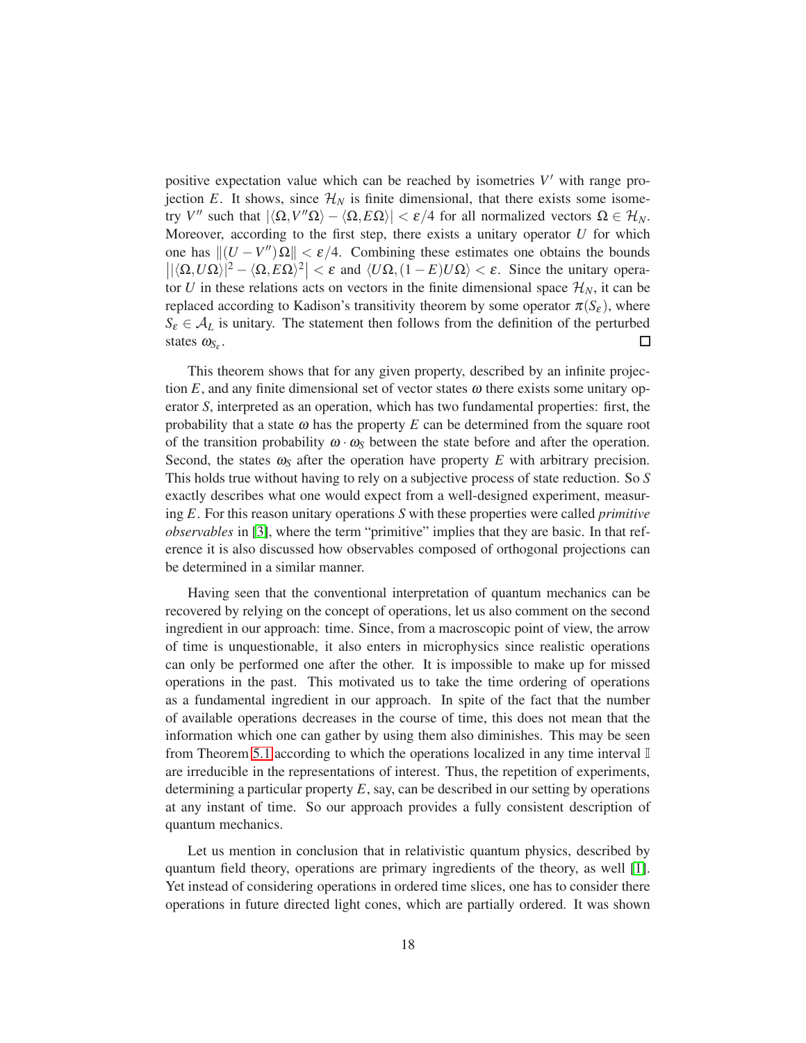positive expectation value which can be reached by isometries $V'$ with range projection $E$. It shows, since $\mathcal{H}_N$ is finite dimensional, that there exists some isometry $V''$ such that $|\langle \Omega, V''\Omega\rangle - \langle \Omega, E\Omega\rangle| < \varepsilon/4$ for all normalized vectors $\Omega \in \mathcal{H}_N$. Moreover, according to the first step, there exists a unitary operator $U$ for which one has $\|(U - V'')\Omega\| < \varepsilon/4$. Combining these estimates one obtains the bounds $\big||\langle \Omega, U\Omega\rangle|^2 - \langle \Omega, E\Omega\rangle^2\big| < \varepsilon$ and $\langle U\Omega, (1-E)U\Omega\rangle < \varepsilon$. Since the unitary operator $U$ in these relations acts on vectors in the finite dimensional space $\mathcal{H}_N$, it can be replaced according to Kadison's transitivity theorem by some operator $\pi(S_\varepsilon)$, where $S_\varepsilon \in \mathcal{A}_L$ is unitary. The statement then follows from the definition of the perturbed states $\omega_{S_\varepsilon}$. □

This theorem shows that for any given property, described by an infinite projection $E$, and any finite dimensional set of vector states $\omega$ there exists some unitary operator $S$, interpreted as an operation, which has two fundamental properties: first, the probability that a state $\omega$ has the property $E$ can be determined from the square root of the transition probability $\omega \cdot \omega_S$ between the state before and after the operation. Second, the states $\omega_S$ after the operation have property $E$ with arbitrary precision. This holds true without having to rely on a subjective process of state reduction. So $S$ exactly describes what one would expect from a well-designed experiment, measuring $E$. For this reason unitary operations $S$ with these properties were called *primitive observables* in [3], where the term "primitive" implies that they are basic. In that reference it is also discussed how observables composed of orthogonal projections can be determined in a similar manner.

Having seen that the conventional interpretation of quantum mechanics can be recovered by relying on the concept of operations, let us also comment on the second ingredient in our approach: time. Since, from a macroscopic point of view, the arrow of time is unquestionable, it also enters in microphysics since realistic operations can only be performed one after the other. It is impossible to make up for missed operations in the past. This motivated us to take the time ordering of operations as a fundamental ingredient in our approach. In spite of the fact that the number of available operations decreases in the course of time, this does not mean that the information which one can gather by using them also diminishes. This may be seen from Theorem 5.1 according to which the operations localized in any time interval $\mathbb{I}$ are irreducible in the representations of interest. Thus, the repetition of experiments, determining a particular property $E$, say, can be described in our setting by operations at any instant of time. So our approach provides a fully consistent description of quantum mechanics.

Let us mention in conclusion that in relativistic quantum physics, described by quantum field theory, operations are primary ingredients of the theory, as well [1]. Yet instead of considering operations in ordered time slices, one has to consider there operations in future directed light cones, which are partially ordered. It was shown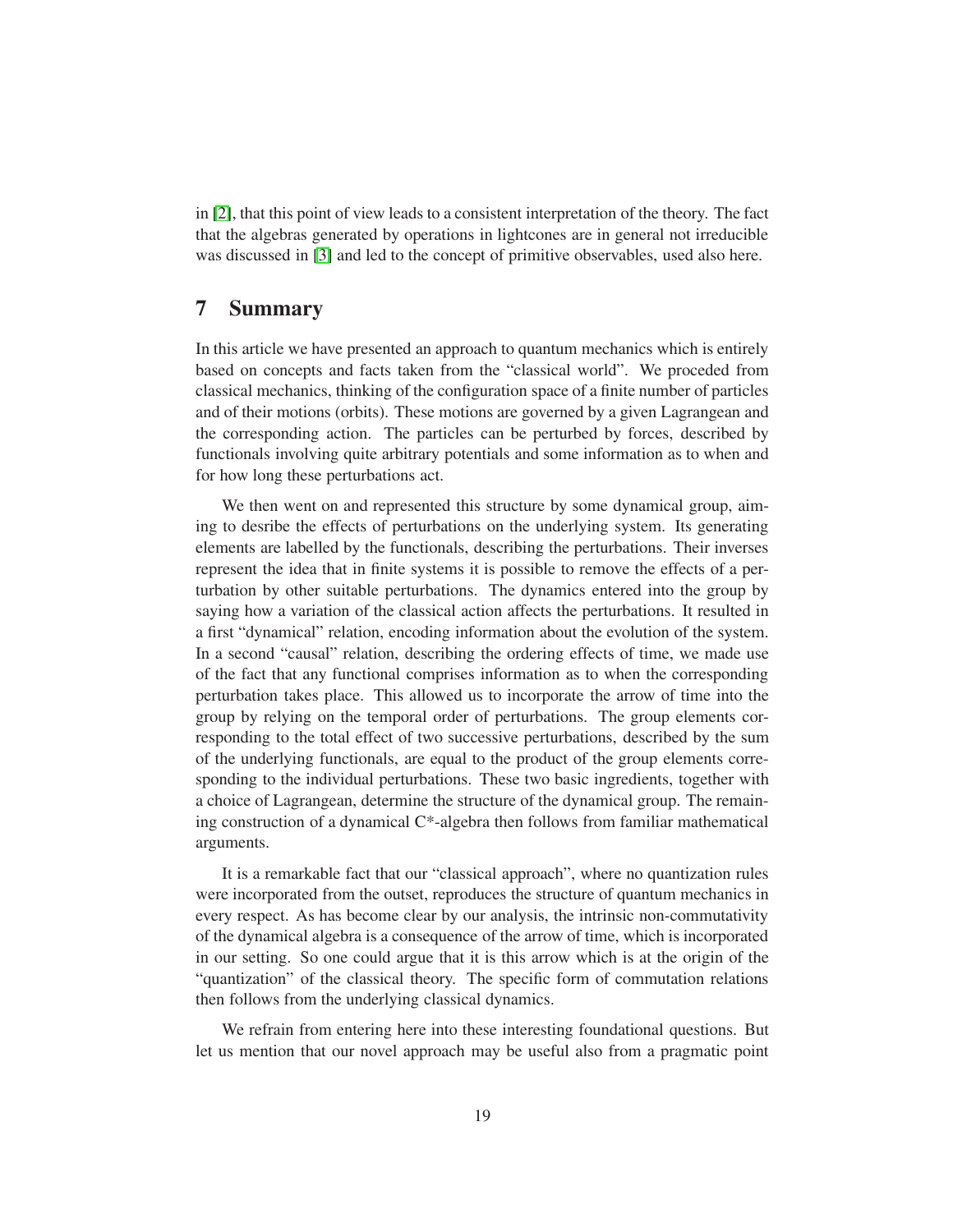in [2], that this point of view leads to a consistent interpretation of the theory. The fact that the algebras generated by operations in lightcones are in general not irreducible was discussed in [3] and led to the concept of primitive observables, used also here.

## 7 Summary

In this article we have presented an approach to quantum mechanics which is entirely based on concepts and facts taken from the "classical world". We proceded from classical mechanics, thinking of the configuration space of a finite number of particles and of their motions (orbits). These motions are governed by a given Lagrangean and the corresponding action. The particles can be perturbed by forces, described by functionals involving quite arbitrary potentials and some information as to when and for how long these perturbations act.

We then went on and represented this structure by some dynamical group, aiming to desribe the effects of perturbations on the underlying system. Its generating elements are labelled by the functionals, describing the perturbations. Their inverses represent the idea that in finite systems it is possible to remove the effects of a perturbation by other suitable perturbations. The dynamics entered into the group by saying how a variation of the classical action affects the perturbations. It resulted in a first "dynamical" relation, encoding information about the evolution of the system. In a second "causal" relation, describing the ordering effects of time, we made use of the fact that any functional comprises information as to when the corresponding perturbation takes place. This allowed us to incorporate the arrow of time into the group by relying on the temporal order of perturbations. The group elements corresponding to the total effect of two successive perturbations, described by the sum of the underlying functionals, are equal to the product of the group elements corresponding to the individual perturbations. These two basic ingredients, together with a choice of Lagrangean, determine the structure of the dynamical group. The remaining construction of a dynamical C*-algebra then follows from familiar mathematical arguments.

It is a remarkable fact that our "classical approach", where no quantization rules were incorporated from the outset, reproduces the structure of quantum mechanics in every respect. As has become clear by our analysis, the intrinsic non-commutativity of the dynamical algebra is a consequence of the arrow of time, which is incorporated in our setting. So one could argue that it is this arrow which is at the origin of the "quantization" of the classical theory. The specific form of commutation relations then follows from the underlying classical dynamics.

We refrain from entering here into these interesting foundational questions. But let us mention that our novel approach may be useful also from a pragmatic point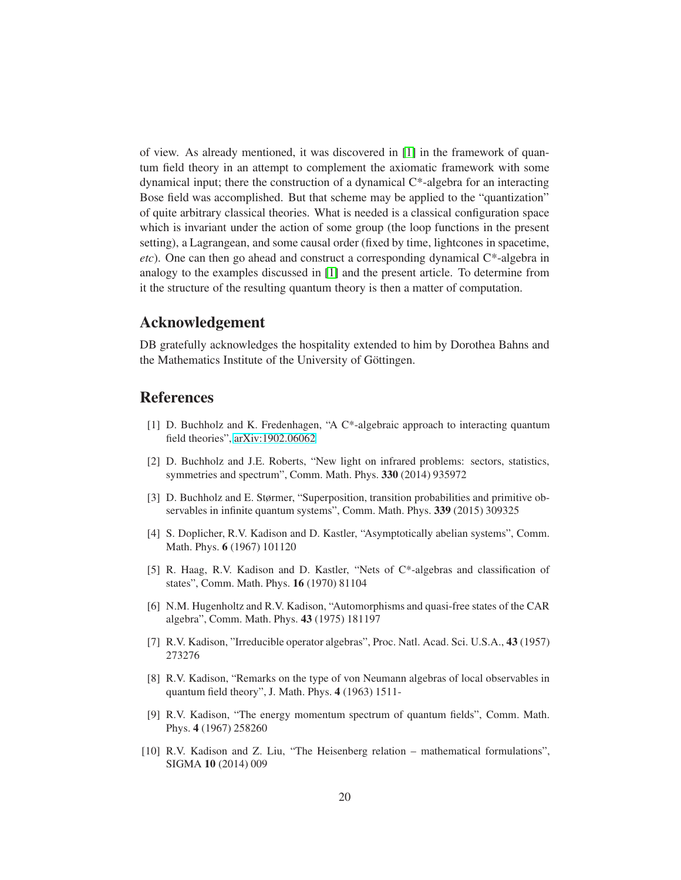of view. As already mentioned, it was discovered in [1] in the framework of quantum field theory in an attempt to complement the axiomatic framework with some dynamical input; there the construction of a dynamical C*-algebra for an interacting Bose field was accomplished. But that scheme may be applied to the "quantization" of quite arbitrary classical theories. What is needed is a classical configuration space which is invariant under the action of some group (the loop functions in the present setting), a Lagrangean, and some causal order (fixed by time, lightcones in spacetime, *etc*). One can then go ahead and construct a corresponding dynamical C*-algebra in analogy to the examples discussed in [1] and the present article. To determine from it the structure of the resulting quantum theory is then a matter of computation.

## Acknowledgement

DB gratefully acknowledges the hospitality extended to him by Dorothea Bahns and the Mathematics Institute of the University of Göttingen.

## References

[1] D. Buchholz and K. Fredenhagen, "A C*-algebraic approach to interacting quantum field theories", arXiv:1902.06062

[2] D. Buchholz and J.E. Roberts, "New light on infrared problems: sectors, statistics, symmetries and spectrum", Comm. Math. Phys. **330** (2014) 935972

[3] D. Buchholz and E. Størmer, "Superposition, transition probabilities and primitive observables in infinite quantum systems", Comm. Math. Phys. **339** (2015) 309325

[4] S. Doplicher, R.V. Kadison and D. Kastler, "Asymptotically abelian systems", Comm. Math. Phys. **6** (1967) 101120

[5] R. Haag, R.V. Kadison and D. Kastler, "Nets of C*-algebras and classification of states", Comm. Math. Phys. **16** (1970) 81104

[6] N.M. Hugenholtz and R.V. Kadison, "Automorphisms and quasi-free states of the CAR algebra", Comm. Math. Phys. **43** (1975) 181197

[7] R.V. Kadison, "Irreducible operator algebras", Proc. Natl. Acad. Sci. U.S.A., **43** (1957) 273276

[8] R.V. Kadison, "Remarks on the type of von Neumann algebras of local observables in quantum field theory", J. Math. Phys. **4** (1963) 1511-

[9] R.V. Kadison, "The energy momentum spectrum of quantum fields", Comm. Math. Phys. **4** (1967) 258260

[10] R.V. Kadison and Z. Liu, "The Heisenberg relation – mathematical formulations", SIGMA **10** (2014) 009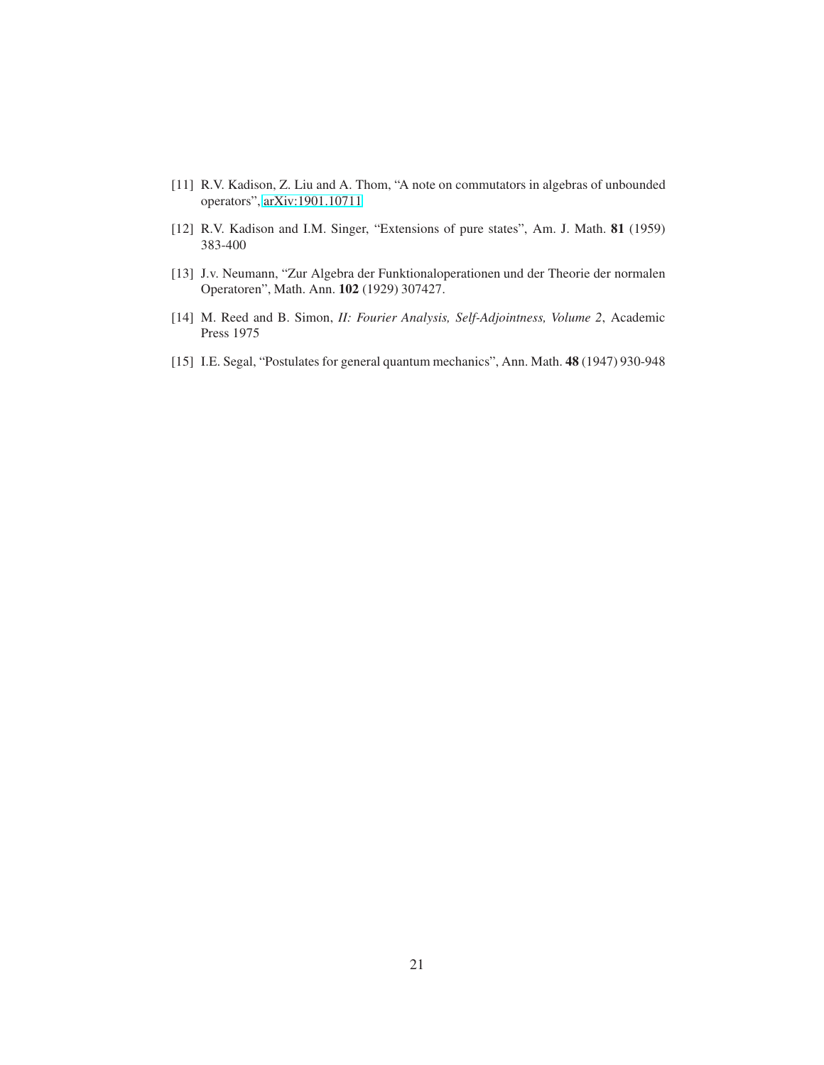[11] R.V. Kadison, Z. Liu and A. Thom, “A note on commutators in algebras of unbounded operators”, arXiv:1901.10711

[12] R.V. Kadison and I.M. Singer, “Extensions of pure states”, Am. J. Math. **81** (1959) 383-400

[13] J.v. Neumann, “Zur Algebra der Funktionaloperationen und der Theorie der normalen Operatoren”, Math. Ann. **102** (1929) 307427.

[14] M. Reed and B. Simon, *II: Fourier Analysis, Self-Adjointness, Volume 2*, Academic Press 1975

[15] I.E. Segal, “Postulates for general quantum mechanics”, Ann. Math. **48** (1947) 930-948